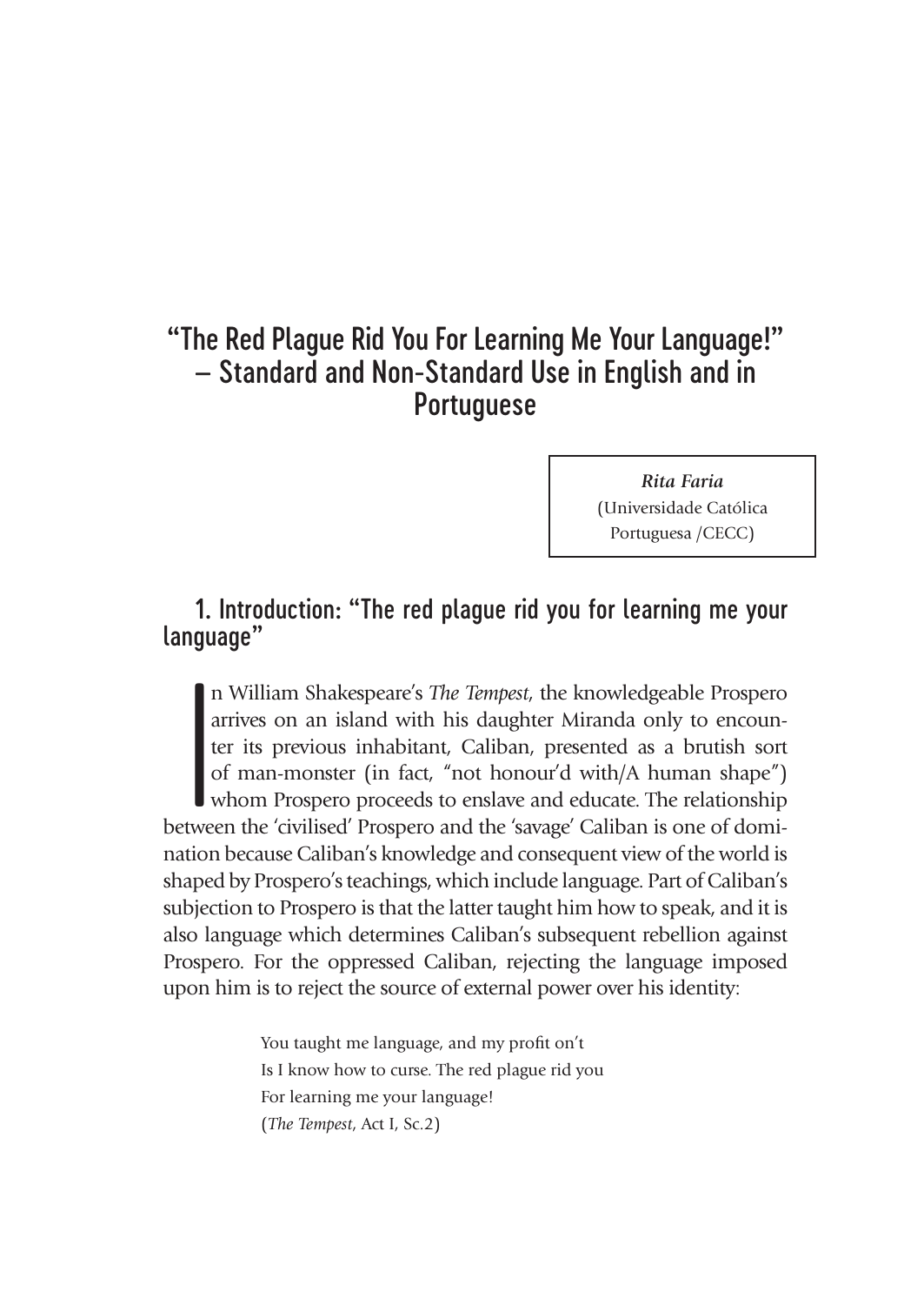# "The Red Plague Rid You For Learning Me Your Language!" – Standard and Non-Standard Use in English and in Portuguese

***Rita Faria***
(Universidade Católica Portuguesa /CECC)

## 1. Introduction: "The red plague rid you for learning me your language"

In William Shakespeare's *The Tempest*, the knowledgeable Prospero arrives on an island with his daughter Miranda only to encounter its previous inhabitant, Caliban, presented as a brutish sort of man-monster (in fact, "not honour'd with/A human shape") whom Prospero proceeds to enslave and educate. The relationship between the 'civilised' Prospero and the 'savage' Caliban is one of domination because Caliban's knowledge and consequent view of the world is shaped by Prospero's teachings, which include language. Part of Caliban's subjection to Prospero is that the latter taught him how to speak, and it is also language which determines Caliban's subsequent rebellion against Prospero. For the oppressed Caliban, rejecting the language imposed upon him is to reject the source of external power over his identity:

> You taught me language, and my profit on't
> Is I know how to curse. The red plague rid you
> For learning me your language!
> (*The Tempest*, Act I, Sc.2)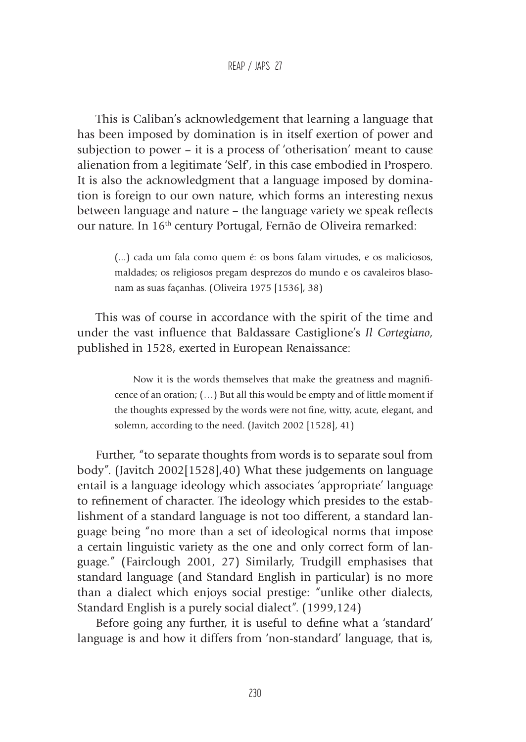This is Caliban's acknowledgement that learning a language that has been imposed by domination is in itself exertion of power and subjection to power – it is a process of 'otherisation' meant to cause alienation from a legitimate 'Self', in this case embodied in Prospero. It is also the acknowledgment that a language imposed by domination is foreign to our own nature, which forms an interesting nexus between language and nature – the language variety we speak reflects our nature. In 16th century Portugal, Fernão de Oliveira remarked:

> (...) cada um fala como quem é: os bons falam virtudes, e os maliciosos, maldades; os religiosos pregam desprezos do mundo e os cavaleiros blasonam as suas façanhas. (Oliveira 1975 [1536], 38)

This was of course in accordance with the spirit of the time and under the vast influence that Baldassare Castiglione's *Il Cortegiano*, published in 1528, exerted in European Renaissance:

> Now it is the words themselves that make the greatness and magnificence of an oration; (…) But all this would be empty and of little moment if the thoughts expressed by the words were not fine, witty, acute, elegant, and solemn, according to the need. (Javitch 2002 [1528], 41)

Further, "to separate thoughts from words is to separate soul from body". (Javitch 2002[1528],40) What these judgements on language entail is a language ideology which associates 'appropriate' language to refinement of character. The ideology which presides to the establishment of a standard language is not too different, a standard language being "no more than a set of ideological norms that impose a certain linguistic variety as the one and only correct form of language." (Fairclough 2001, 27) Similarly, Trudgill emphasises that standard language (and Standard English in particular) is no more than a dialect which enjoys social prestige: "unlike other dialects, Standard English is a purely social dialect". (1999,124)

Before going any further, it is useful to define what a 'standard' language is and how it differs from 'non-standard' language, that is,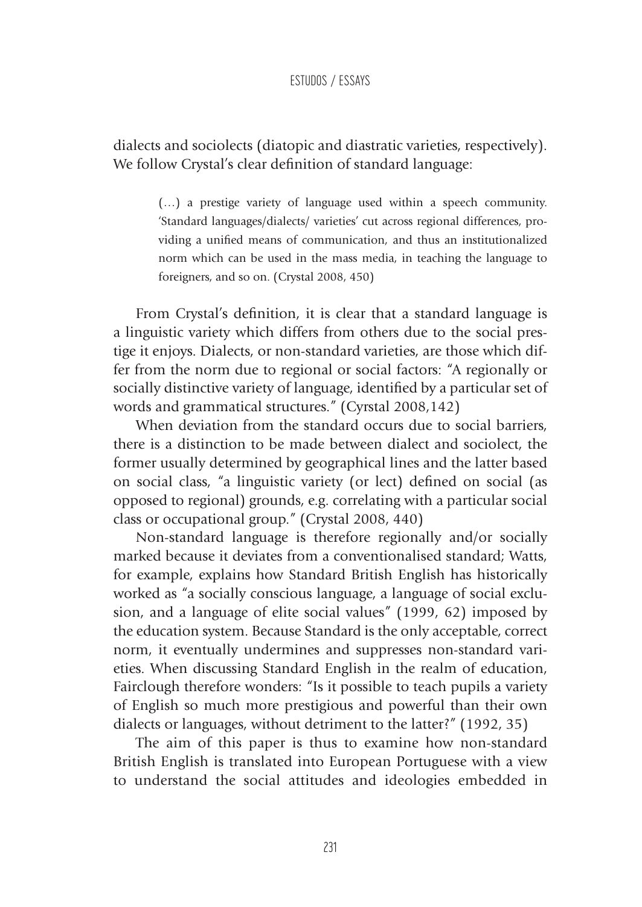dialects and sociolects (diatopic and diastratic varieties, respectively). We follow Crystal's clear definition of standard language:

> (…) a prestige variety of language used within a speech community. 'Standard languages/dialects/ varieties' cut across regional differences, providing a unified means of communication, and thus an institutionalized norm which can be used in the mass media, in teaching the language to foreigners, and so on. (Crystal 2008, 450)

From Crystal's definition, it is clear that a standard language is a linguistic variety which differs from others due to the social prestige it enjoys. Dialects, or non-standard varieties, are those which differ from the norm due to regional or social factors: "A regionally or socially distinctive variety of language, identified by a particular set of words and grammatical structures." (Cyrstal 2008,142)

When deviation from the standard occurs due to social barriers, there is a distinction to be made between dialect and sociolect, the former usually determined by geographical lines and the latter based on social class, "a linguistic variety (or lect) defined on social (as opposed to regional) grounds, e.g. correlating with a particular social class or occupational group." (Crystal 2008, 440)

Non-standard language is therefore regionally and/or socially marked because it deviates from a conventionalised standard; Watts, for example, explains how Standard British English has historically worked as "a socially conscious language, a language of social exclusion, and a language of elite social values" (1999, 62) imposed by the education system. Because Standard is the only acceptable, correct norm, it eventually undermines and suppresses non-standard varieties. When discussing Standard English in the realm of education, Fairclough therefore wonders: "Is it possible to teach pupils a variety of English so much more prestigious and powerful than their own dialects or languages, without detriment to the latter?" (1992, 35)

The aim of this paper is thus to examine how non-standard British English is translated into European Portuguese with a view to understand the social attitudes and ideologies embedded in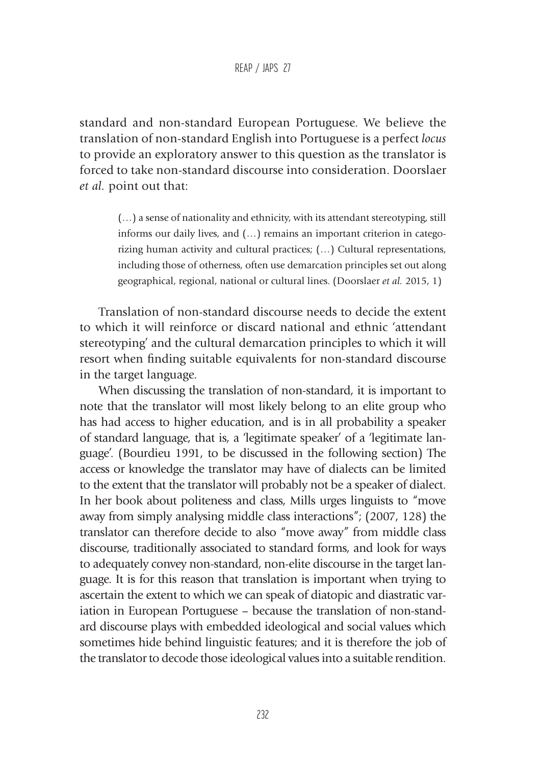standard and non-standard European Portuguese. We believe the translation of non-standard English into Portuguese is a perfect *locus* to provide an exploratory answer to this question as the translator is forced to take non-standard discourse into consideration. Doorslaer *et al.* point out that:

> (…) a sense of nationality and ethnicity, with its attendant stereotyping, still informs our daily lives, and (…) remains an important criterion in categorizing human activity and cultural practices; (…) Cultural representations, including those of otherness, often use demarcation principles set out along geographical, regional, national or cultural lines. (Doorslaer *et al.* 2015, 1)

Translation of non-standard discourse needs to decide the extent to which it will reinforce or discard national and ethnic 'attendant stereotyping' and the cultural demarcation principles to which it will resort when finding suitable equivalents for non-standard discourse in the target language.

When discussing the translation of non-standard, it is important to note that the translator will most likely belong to an elite group who has had access to higher education, and is in all probability a speaker of standard language, that is, a 'legitimate speaker' of a 'legitimate language'. (Bourdieu 1991, to be discussed in the following section) The access or knowledge the translator may have of dialects can be limited to the extent that the translator will probably not be a speaker of dialect. In her book about politeness and class, Mills urges linguists to "move away from simply analysing middle class interactions"; (2007, 128) the translator can therefore decide to also "move away" from middle class discourse, traditionally associated to standard forms, and look for ways to adequately convey non-standard, non-elite discourse in the target language. It is for this reason that translation is important when trying to ascertain the extent to which we can speak of diatopic and diastratic variation in European Portuguese – because the translation of non-standard discourse plays with embedded ideological and social values which sometimes hide behind linguistic features; and it is therefore the job of the translator to decode those ideological values into a suitable rendition.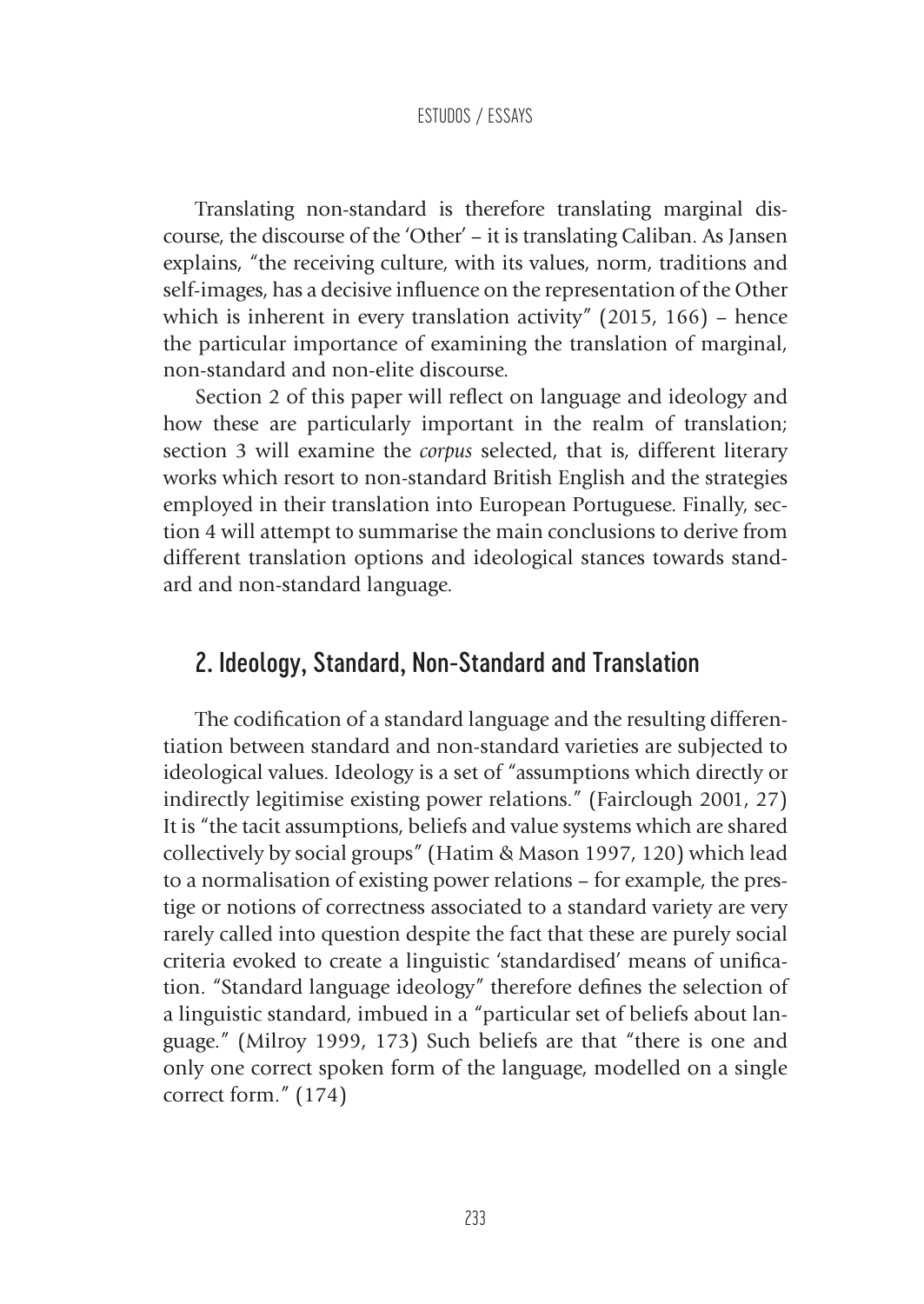Translating non-standard is therefore translating marginal discourse, the discourse of the 'Other' – it is translating Caliban. As Jansen explains, "the receiving culture, with its values, norm, traditions and self-images, has a decisive influence on the representation of the Other which is inherent in every translation activity" (2015, 166) – hence the particular importance of examining the translation of marginal, non-standard and non-elite discourse.

Section 2 of this paper will reflect on language and ideology and how these are particularly important in the realm of translation; section 3 will examine the *corpus* selected, that is, different literary works which resort to non-standard British English and the strategies employed in their translation into European Portuguese. Finally, section 4 will attempt to summarise the main conclusions to derive from different translation options and ideological stances towards standard and non-standard language.

## 2. Ideology, Standard, Non-Standard and Translation

The codification of a standard language and the resulting differentiation between standard and non-standard varieties are subjected to ideological values. Ideology is a set of "assumptions which directly or indirectly legitimise existing power relations." (Fairclough 2001, 27) It is "the tacit assumptions, beliefs and value systems which are shared collectively by social groups" (Hatim & Mason 1997, 120) which lead to a normalisation of existing power relations – for example, the prestige or notions of correctness associated to a standard variety are very rarely called into question despite the fact that these are purely social criteria evoked to create a linguistic 'standardised' means of unification. "Standard language ideology" therefore defines the selection of a linguistic standard, imbued in a "particular set of beliefs about language." (Milroy 1999, 173) Such beliefs are that "there is one and only one correct spoken form of the language, modelled on a single correct form." (174)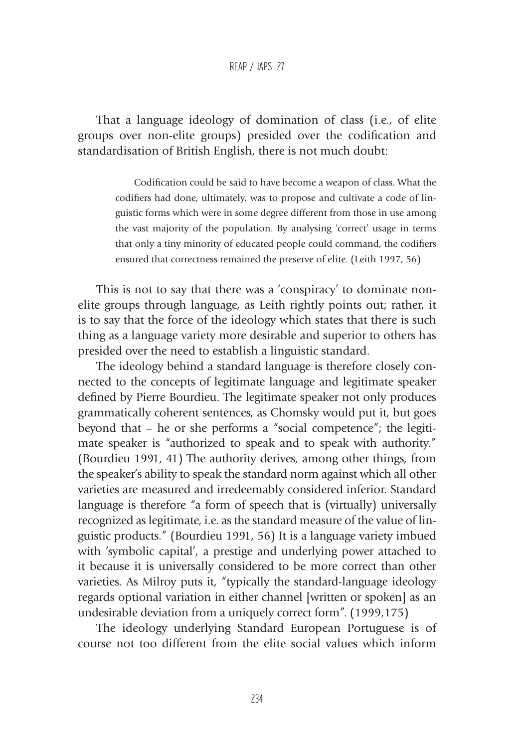That a language ideology of domination of class (i.e., of elite groups over non-elite groups) presided over the codification and standardisation of British English, there is not much doubt:

> Codification could be said to have become a weapon of class. What the codifiers had done, ultimately, was to propose and cultivate a code of linguistic forms which were in some degree different from those in use among the vast majority of the population. By analysing 'correct' usage in terms that only a tiny minority of educated people could command, the codifiers ensured that correctness remained the preserve of elite. (Leith 1997, 56)

This is not to say that there was a 'conspiracy' to dominate non-elite groups through language, as Leith rightly points out; rather, it is to say that the force of the ideology which states that there is such thing as a language variety more desirable and superior to others has presided over the need to establish a linguistic standard.

The ideology behind a standard language is therefore closely connected to the concepts of legitimate language and legitimate speaker defined by Pierre Bourdieu. The legitimate speaker not only produces grammatically coherent sentences, as Chomsky would put it, but goes beyond that – he or she performs a "social competence"; the legitimate speaker is "authorized to speak and to speak with authority." (Bourdieu 1991, 41) The authority derives, among other things, from the speaker's ability to speak the standard norm against which all other varieties are measured and irredeemably considered inferior. Standard language is therefore "a form of speech that is (virtually) universally recognized as legitimate, i.e. as the standard measure of the value of linguistic products." (Bourdieu 1991, 56) It is a language variety imbued with 'symbolic capital', a prestige and underlying power attached to it because it is universally considered to be more correct than other varieties. As Milroy puts it, "typically the standard-language ideology regards optional variation in either channel [written or spoken] as an undesirable deviation from a uniquely correct form". (1999,175)

The ideology underlying Standard European Portuguese is of course not too different from the elite social values which inform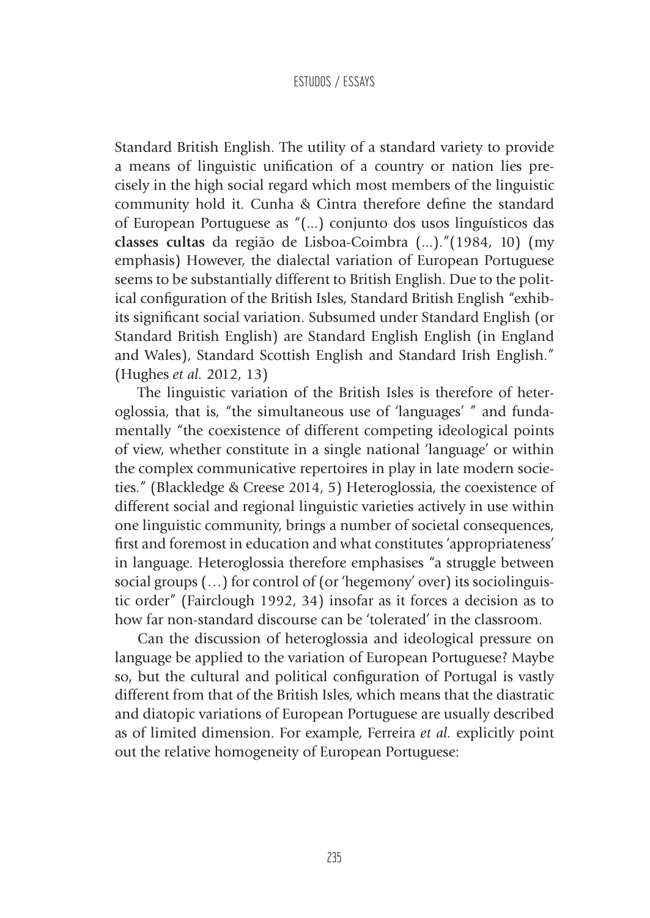Standard British English. The utility of a standard variety to provide a means of linguistic unification of a country or nation lies precisely in the high social regard which most members of the linguistic community hold it. Cunha & Cintra therefore define the standard of European Portuguese as "(...) conjunto dos usos linguísticos das **classes cultas** da região de Lisboa-Coimbra (...)."(1984, 10) (my emphasis) However, the dialectal variation of European Portuguese seems to be substantially different to British English. Due to the political configuration of the British Isles, Standard British English "exhibits significant social variation. Subsumed under Standard English (or Standard British English) are Standard English English (in England and Wales), Standard Scottish English and Standard Irish English." (Hughes *et al.* 2012, 13)

The linguistic variation of the British Isles is therefore of heteroglossia, that is, "the simultaneous use of 'languages' " and fundamentally "the coexistence of different competing ideological points of view, whether constitute in a single national 'language' or within the complex communicative repertoires in play in late modern societies." (Blackledge & Creese 2014, 5) Heteroglossia, the coexistence of different social and regional linguistic varieties actively in use within one linguistic community, brings a number of societal consequences, first and foremost in education and what constitutes 'appropriateness' in language. Heteroglossia therefore emphasises "a struggle between social groups (…) for control of (or 'hegemony' over) its sociolinguistic order" (Fairclough 1992, 34) insofar as it forces a decision as to how far non-standard discourse can be 'tolerated' in the classroom.

Can the discussion of heteroglossia and ideological pressure on language be applied to the variation of European Portuguese? Maybe so, but the cultural and political configuration of Portugal is vastly different from that of the British Isles, which means that the diastratic and diatopic variations of European Portuguese are usually described as of limited dimension. For example, Ferreira *et al.* explicitly point out the relative homogeneity of European Portuguese: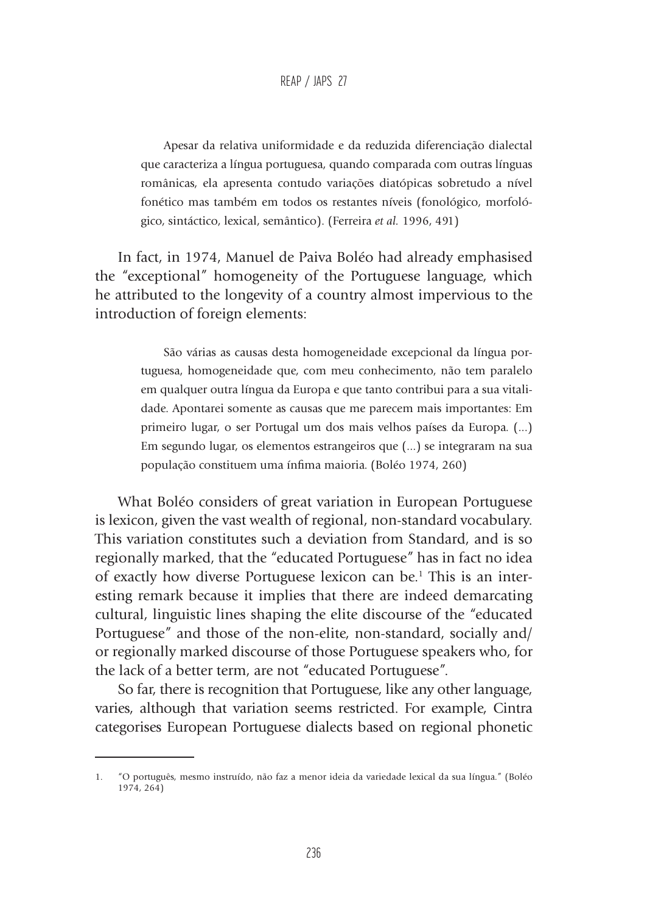> Apesar da relativa uniformidade e da reduzida diferenciação dialectal que caracteriza a língua portuguesa, quando comparada com outras línguas românicas, ela apresenta contudo variações diatópicas sobretudo a nível fonético mas também em todos os restantes níveis (fonológico, morfológico, sintáctico, lexical, semântico). (Ferreira *et al.* 1996, 491)

In fact, in 1974, Manuel de Paiva Boléo had already emphasised the "exceptional" homogeneity of the Portuguese language, which he attributed to the longevity of a country almost impervious to the introduction of foreign elements:

> São várias as causas desta homogeneidade excepcional da língua portuguesa, homogeneidade que, com meu conhecimento, não tem paralelo em qualquer outra língua da Europa e que tanto contribui para a sua vitalidade. Apontarei somente as causas que me parecem mais importantes: Em primeiro lugar, o ser Portugal um dos mais velhos países da Europa. (...) Em segundo lugar, os elementos estrangeiros que (...) se integraram na sua população constituem uma ínfima maioria. (Boléo 1974, 260)

What Boléo considers of great variation in European Portuguese is lexicon, given the vast wealth of regional, non-standard vocabulary. This variation constitutes such a deviation from Standard, and is so regionally marked, that the "educated Portuguese" has in fact no idea of exactly how diverse Portuguese lexicon can be.[1] This is an interesting remark because it implies that there are indeed demarcating cultural, linguistic lines shaping the elite discourse of the "educated Portuguese" and those of the non-elite, non-standard, socially and/or regionally marked discourse of those Portuguese speakers who, for the lack of a better term, are not "educated Portuguese".

So far, there is recognition that Portuguese, like any other language, varies, although that variation seems restricted. For example, Cintra categorises European Portuguese dialects based on regional phonetic

---

1. "O português, mesmo instruído, não faz a menor ideia da variedade lexical da sua língua." (Boléo 1974, 264)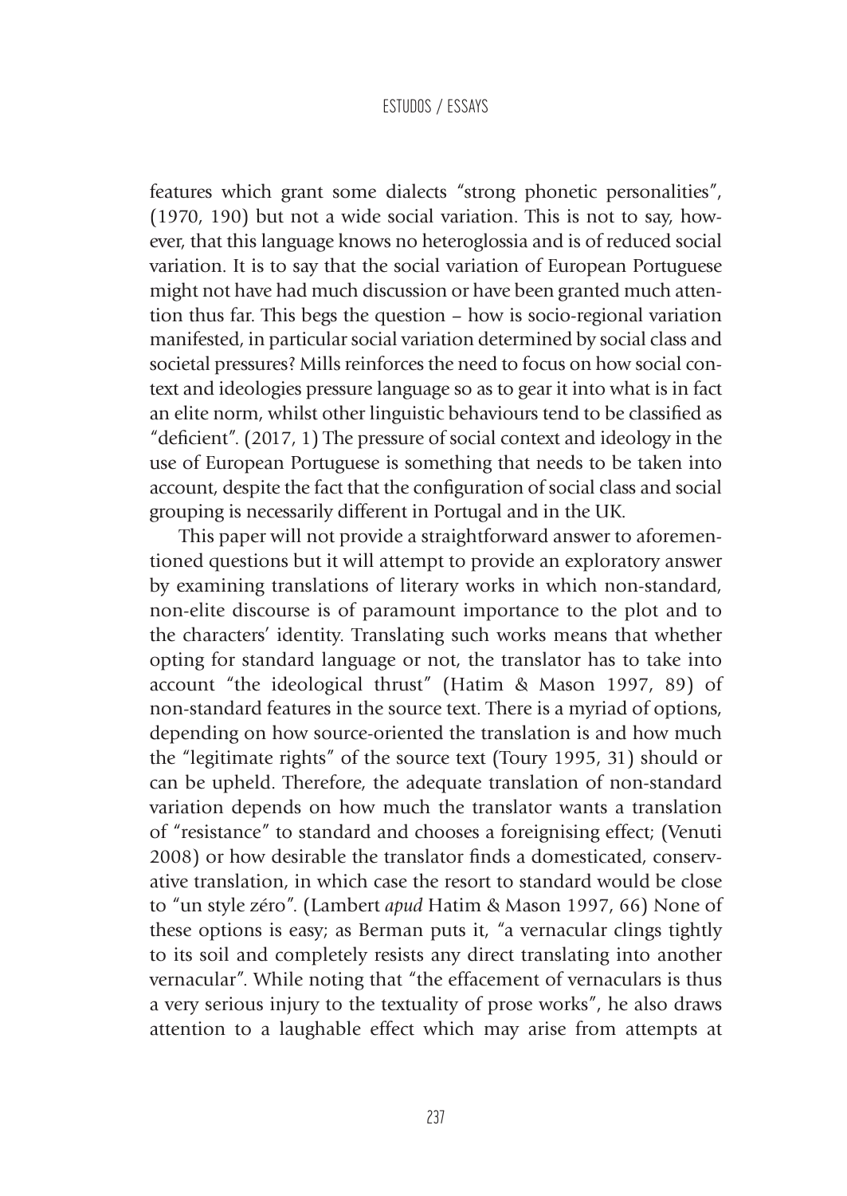features which grant some dialects "strong phonetic personalities", (1970, 190) but not a wide social variation. This is not to say, however, that this language knows no heteroglossia and is of reduced social variation. It is to say that the social variation of European Portuguese might not have had much discussion or have been granted much attention thus far. This begs the question – how is socio-regional variation manifested, in particular social variation determined by social class and societal pressures? Mills reinforces the need to focus on how social context and ideologies pressure language so as to gear it into what is in fact an elite norm, whilst other linguistic behaviours tend to be classified as "deficient". (2017, 1) The pressure of social context and ideology in the use of European Portuguese is something that needs to be taken into account, despite the fact that the configuration of social class and social grouping is necessarily different in Portugal and in the UK.

This paper will not provide a straightforward answer to aforementioned questions but it will attempt to provide an exploratory answer by examining translations of literary works in which non-standard, non-elite discourse is of paramount importance to the plot and to the characters' identity. Translating such works means that whether opting for standard language or not, the translator has to take into account "the ideological thrust" (Hatim & Mason 1997, 89) of non-standard features in the source text. There is a myriad of options, depending on how source-oriented the translation is and how much the "legitimate rights" of the source text (Toury 1995, 31) should or can be upheld. Therefore, the adequate translation of non-standard variation depends on how much the translator wants a translation of "resistance" to standard and chooses a foreignising effect; (Venuti 2008) or how desirable the translator finds a domesticated, conservative translation, in which case the resort to standard would be close to "un style zéro". (Lambert *apud* Hatim & Mason 1997, 66) None of these options is easy; as Berman puts it, "a vernacular clings tightly to its soil and completely resists any direct translating into another vernacular". While noting that "the effacement of vernaculars is thus a very serious injury to the textuality of prose works", he also draws attention to a laughable effect which may arise from attempts at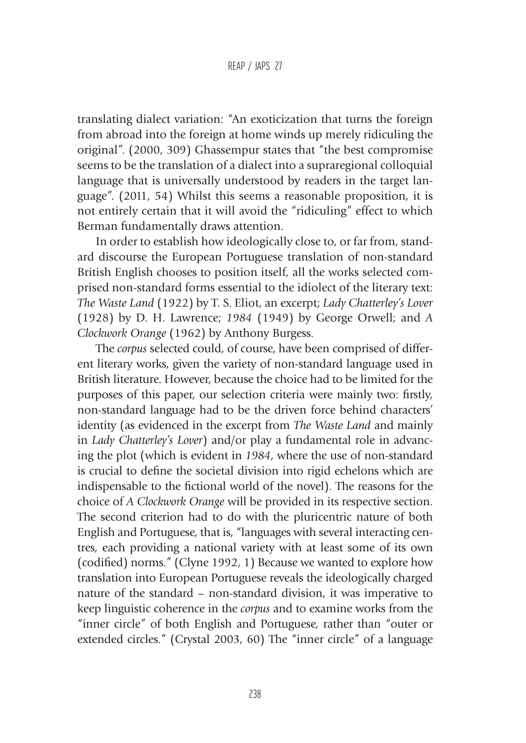translating dialect variation: "An exoticization that turns the foreign from abroad into the foreign at home winds up merely ridiculing the original". (2000, 309) Ghassempur states that "the best compromise seems to be the translation of a dialect into a supraregional colloquial language that is universally understood by readers in the target language". (2011, 54) Whilst this seems a reasonable proposition, it is not entirely certain that it will avoid the "ridiculing" effect to which Berman fundamentally draws attention.

In order to establish how ideologically close to, or far from, standard discourse the European Portuguese translation of non-standard British English chooses to position itself, all the works selected comprised non-standard forms essential to the idiolect of the literary text: *The Waste Land* (1922) by T. S. Eliot, an excerpt; *Lady Chatterley's Lover* (1928) by D. H. Lawrence; *1984* (1949) by George Orwell; and *A Clockwork Orange* (1962) by Anthony Burgess.

The *corpus* selected could, of course, have been comprised of different literary works, given the variety of non-standard language used in British literature. However, because the choice had to be limited for the purposes of this paper, our selection criteria were mainly two: firstly, non-standard language had to be the driven force behind characters' identity (as evidenced in the excerpt from *The Waste Land* and mainly in *Lady Chatterley's Lover*) and/or play a fundamental role in advancing the plot (which is evident in *1984*, where the use of non-standard is crucial to define the societal division into rigid echelons which are indispensable to the fictional world of the novel). The reasons for the choice of *A Clockwork Orange* will be provided in its respective section. The second criterion had to do with the pluricentric nature of both English and Portuguese, that is, "languages with several interacting centres, each providing a national variety with at least some of its own (codified) norms." (Clyne 1992, 1) Because we wanted to explore how translation into European Portuguese reveals the ideologically charged nature of the standard – non-standard division, it was imperative to keep linguistic coherence in the *corpus* and to examine works from the "inner circle" of both English and Portuguese, rather than "outer or extended circles." (Crystal 2003, 60) The "inner circle" of a language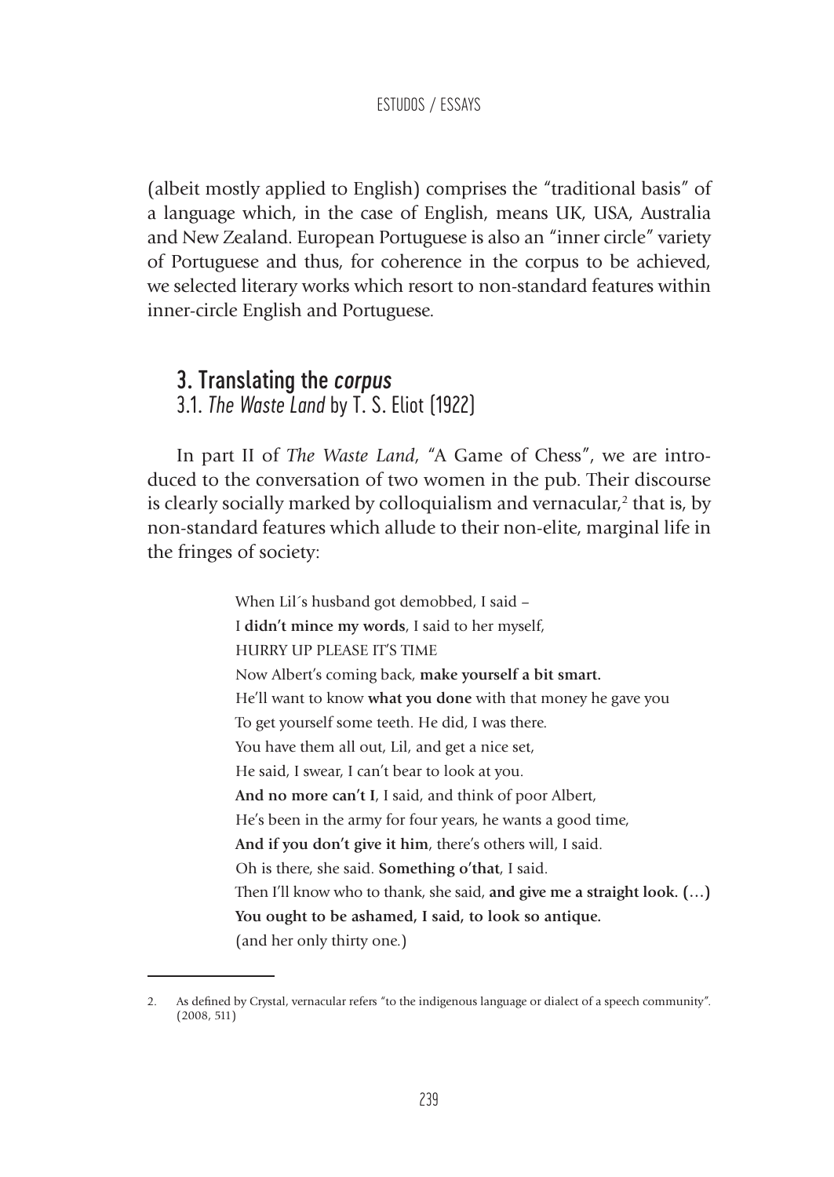(albeit mostly applied to English) comprises the "traditional basis" of a language which, in the case of English, means UK, USA, Australia and New Zealand. European Portuguese is also an "inner circle" variety of Portuguese and thus, for coherence in the corpus to be achieved, we selected literary works which resort to non-standard features within inner-circle English and Portuguese.

## 3. Translating the *corpus*

### 3.1. *The Waste Land* by T. S. Eliot (1922)

In part II of *The Waste Land*, "A Game of Chess", we are introduced to the conversation of two women in the pub. Their discourse is clearly socially marked by colloquialism and vernacular,[2] that is, by non-standard features which allude to their non-elite, marginal life in the fringes of society:

> When Lil´s husband got demobbed, I said –
> I **didn't mince my words**, I said to her myself,
> HURRY UP PLEASE IT'S TIME
> Now Albert's coming back, **make yourself a bit smart.**
> He'll want to know **what you done** with that money he gave you
> To get yourself some teeth. He did, I was there.
> You have them all out, Lil, and get a nice set,
> He said, I swear, I can't bear to look at you.
> **And no more can't I**, I said, and think of poor Albert,
> He's been in the army for four years, he wants a good time,
> **And if you don't give it him**, there's others will, I said.
> Oh is there, she said. **Something o'that**, I said.
> Then I'll know who to thank, she said, **and give me a straight look. (…)**
> **You ought to be ashamed, I said, to look so antique.**
> (and her only thirty one.)

2. As defined by Crystal, vernacular refers "to the indigenous language or dialect of a speech community". (2008, 511)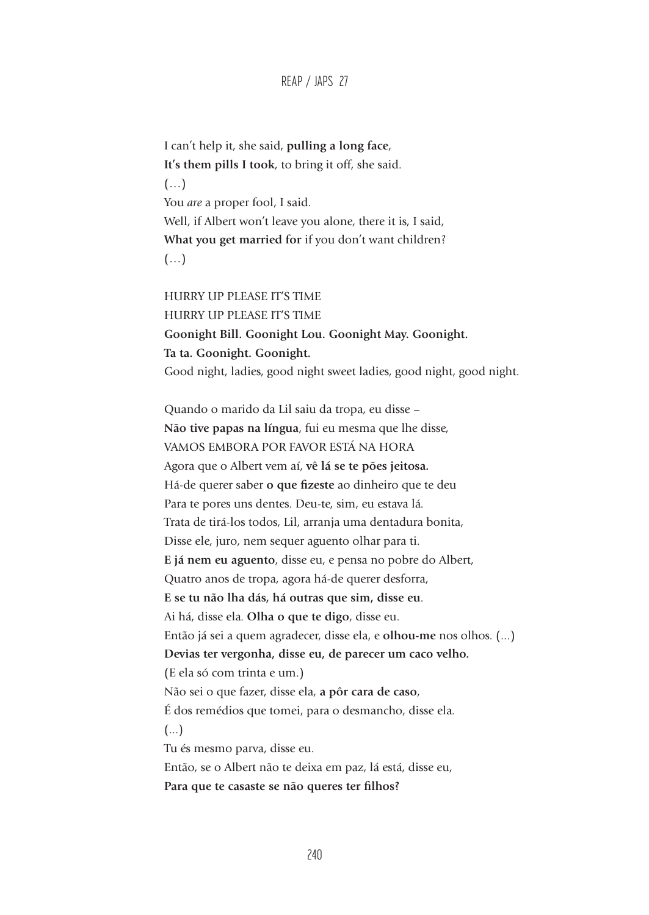I can't help it, she said, **pulling a long face**,  
**It's them pills I took**, to bring it off, she said.  
(…)  
You *are* a proper fool, I said.  
Well, if Albert won't leave you alone, there it is, I said,  
**What you get married for** if you don't want children?  
(…)

HURRY UP PLEASE IT'S TIME  
HURRY UP PLEASE IT'S TIME  
**Goonight Bill. Goonight Lou. Goonight May. Goonight.**  
**Ta ta. Goonight. Goonight.**  
Good night, ladies, good night sweet ladies, good night, good night.

Quando o marido da Lil saiu da tropa, eu disse –  
**Não tive papas na língua**, fui eu mesma que lhe disse,  
VAMOS EMBORA POR FAVOR ESTÁ NA HORA  
Agora que o Albert vem aí, **vê lá se te pões jeitosa.**  
Há-de querer saber **o que fizeste** ao dinheiro que te deu  
Para te pores uns dentes. Deu-te, sim, eu estava lá.  
Trata de tirá-los todos, Lil, arranja uma dentadura bonita,  
Disse ele, juro, nem sequer aguento olhar para ti.  
**E já nem eu aguento**, disse eu, e pensa no pobre do Albert,  
Quatro anos de tropa, agora há-de querer desforra,  
**E se tu não lha dás, há outras que sim, disse eu**.  
Ai há, disse ela. **Olha o que te digo**, disse eu.  
Então já sei a quem agradecer, disse ela, e **olhou-me** nos olhos. (...)  
**Devias ter vergonha, disse eu, de parecer um caco velho.**  
(E ela só com trinta e um.)  
Não sei o que fazer, disse ela, **a pôr cara de caso**,  
É dos remédios que tomei, para o desmancho, disse ela.  
(...)  
Tu és mesmo parva, disse eu.  
Então, se o Albert não te deixa em paz, lá está, disse eu,  
**Para que te casaste se não queres ter filhos?**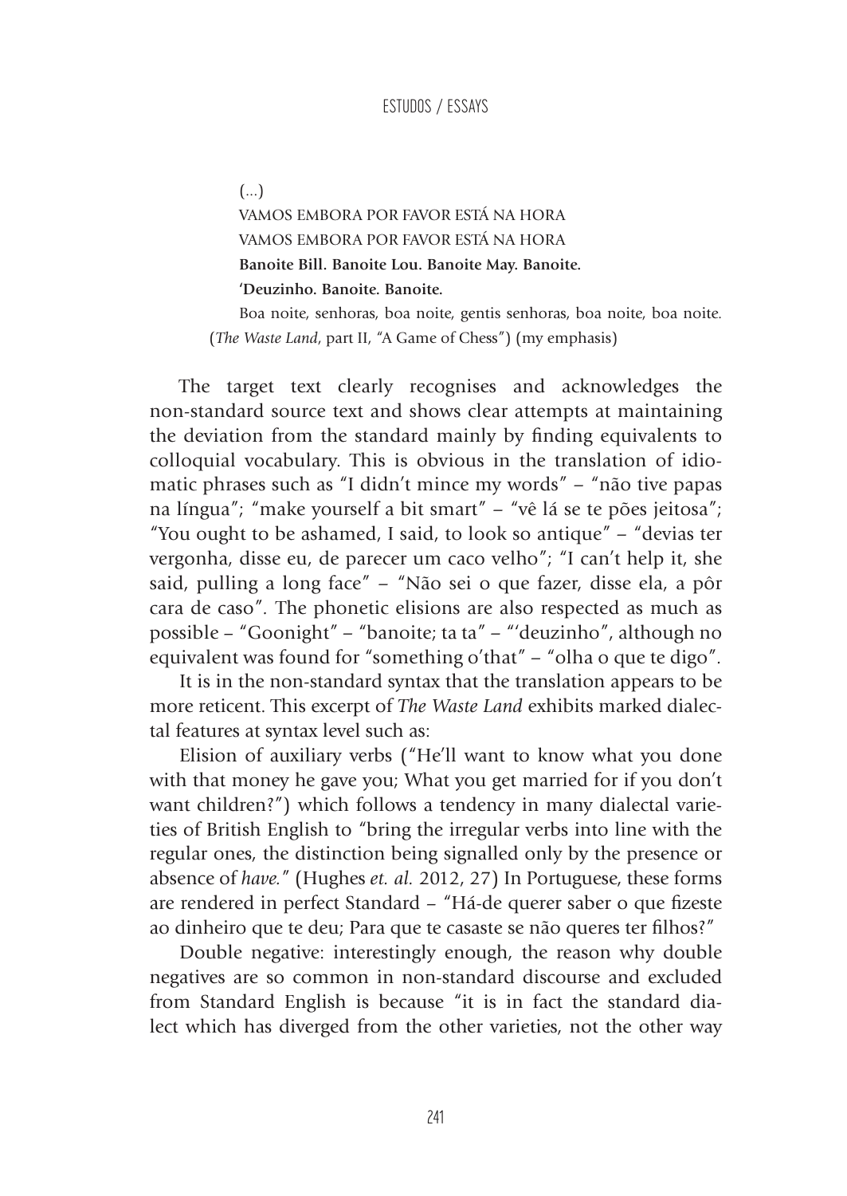(...)

VAMOS EMBORA POR FAVOR ESTÁ NA HORA

VAMOS EMBORA POR FAVOR ESTÁ NA HORA

**Banoite Bill. Banoite Lou. Banoite May. Banoite.**

**'Deuzinho. Banoite. Banoite.**

Boa noite, senhoras, boa noite, gentis senhoras, boa noite, boa noite.

(*The Waste Land*, part II, "A Game of Chess") (my emphasis)

The target text clearly recognises and acknowledges the non-standard source text and shows clear attempts at maintaining the deviation from the standard mainly by finding equivalents to colloquial vocabulary. This is obvious in the translation of idiomatic phrases such as "I didn't mince my words" – "não tive papas na língua"; "make yourself a bit smart" – "vê lá se te pões jeitosa"; "You ought to be ashamed, I said, to look so antique" – "devias ter vergonha, disse eu, de parecer um caco velho"; "I can't help it, she said, pulling a long face" – "Não sei o que fazer, disse ela, a pôr cara de caso". The phonetic elisions are also respected as much as possible – "Goonight" – "banoite; ta ta" – "'deuzinho", although no equivalent was found for "something o'that" – "olha o que te digo".

It is in the non-standard syntax that the translation appears to be more reticent. This excerpt of *The Waste Land* exhibits marked dialectal features at syntax level such as:

Elision of auxiliary verbs ("He'll want to know what you done with that money he gave you; What you get married for if you don't want children?") which follows a tendency in many dialectal varieties of British English to "bring the irregular verbs into line with the regular ones, the distinction being signalled only by the presence or absence of *have.*" (Hughes *et. al.* 2012, 27) In Portuguese, these forms are rendered in perfect Standard – "Há-de querer saber o que fizeste ao dinheiro que te deu; Para que te casaste se não queres ter filhos?"

Double negative: interestingly enough, the reason why double negatives are so common in non-standard discourse and excluded from Standard English is because "it is in fact the standard dialect which has diverged from the other varieties, not the other way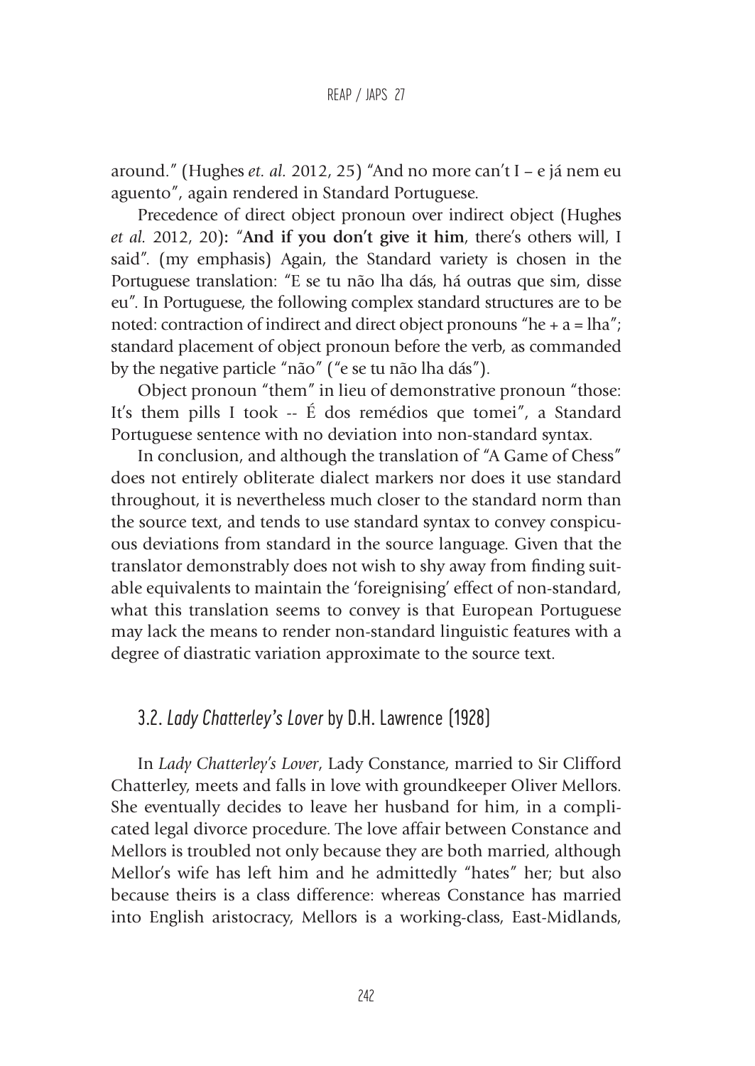around." (Hughes *et. al.* 2012, 25) "And no more can't I – e já nem eu aguento", again rendered in Standard Portuguese.

Precedence of direct object pronoun over indirect object (Hughes *et al.* 2012, 20): "**And if you don't give it him**, there's others will, I said". (my emphasis) Again, the Standard variety is chosen in the Portuguese translation: "E se tu não lha dás, há outras que sim, disse eu". In Portuguese, the following complex standard structures are to be noted: contraction of indirect and direct object pronouns "he + a = lha"; standard placement of object pronoun before the verb, as commanded by the negative particle "não" ("e se tu não lha dás").

Object pronoun "them" in lieu of demonstrative pronoun "those: It's them pills I took -- É dos remédios que tomei", a Standard Portuguese sentence with no deviation into non-standard syntax.

In conclusion, and although the translation of "A Game of Chess" does not entirely obliterate dialect markers nor does it use standard throughout, it is nevertheless much closer to the standard norm than the source text, and tends to use standard syntax to convey conspicuous deviations from standard in the source language. Given that the translator demonstrably does not wish to shy away from finding suitable equivalents to maintain the 'foreignising' effect of non-standard, what this translation seems to convey is that European Portuguese may lack the means to render non-standard linguistic features with a degree of diastratic variation approximate to the source text.

## 3.2. *Lady Chatterley's Lover* by D.H. Lawrence (1928)

In *Lady Chatterley's Lover*, Lady Constance, married to Sir Clifford Chatterley, meets and falls in love with groundkeeper Oliver Mellors. She eventually decides to leave her husband for him, in a complicated legal divorce procedure. The love affair between Constance and Mellors is troubled not only because they are both married, although Mellor's wife has left him and he admittedly "hates" her; but also because theirs is a class difference: whereas Constance has married into English aristocracy, Mellors is a working-class, East-Midlands,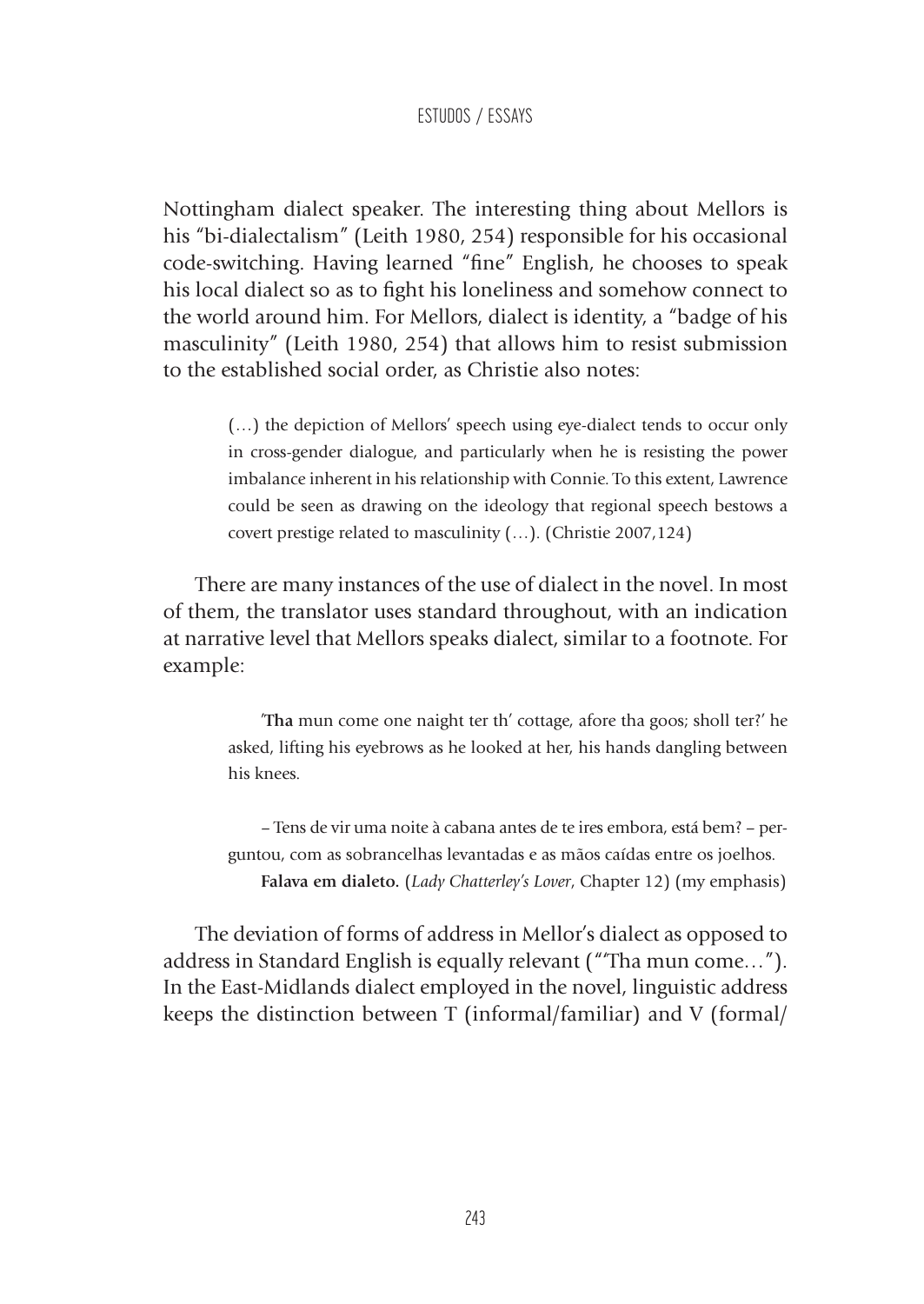Nottingham dialect speaker. The interesting thing about Mellors is his "bi-dialectalism" (Leith 1980, 254) responsible for his occasional code-switching. Having learned "fine" English, he chooses to speak his local dialect so as to fight his loneliness and somehow connect to the world around him. For Mellors, dialect is identity, a "badge of his masculinity" (Leith 1980, 254) that allows him to resist submission to the established social order, as Christie also notes:

> (…) the depiction of Mellors' speech using eye-dialect tends to occur only in cross-gender dialogue, and particularly when he is resisting the power imbalance inherent in his relationship with Connie. To this extent, Lawrence could be seen as drawing on the ideology that regional speech bestows a covert prestige related to masculinity (…). (Christie 2007,124)

There are many instances of the use of dialect in the novel. In most of them, the translator uses standard throughout, with an indication at narrative level that Mellors speaks dialect, similar to a footnote. For example:

> '**Tha** mun come one naight ter th' cottage, afore tha goos; sholl ter?' he asked, lifting his eyebrows as he looked at her, his hands dangling between his knees.
>
> – Tens de vir uma noite à cabana antes de te ires embora, está bem? – perguntou, com as sobrancelhas levantadas e as mãos caídas entre os joelhos. **Falava em dialeto.** (*Lady Chatterley's Lover*, Chapter 12) (my emphasis)

The deviation of forms of address in Mellor's dialect as opposed to address in Standard English is equally relevant ("'Tha mun come…"). In the East-Midlands dialect employed in the novel, linguistic address keeps the distinction between T (informal/familiar) and V (formal/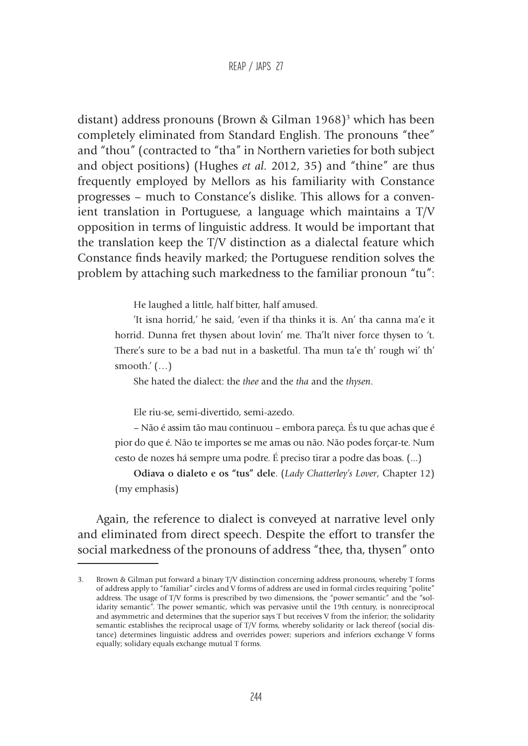distant) address pronouns (Brown & Gilman 1968)[3] which has been completely eliminated from Standard English. The pronouns "thee" and "thou" (contracted to "tha" in Northern varieties for both subject and object positions) (Hughes *et al.* 2012, 35) and "thine" are thus frequently employed by Mellors as his familiarity with Constance progresses – much to Constance's dislike. This allows for a convenient translation in Portuguese, a language which maintains a T/V opposition in terms of linguistic address. It would be important that the translation keep the T/V distinction as a dialectal feature which Constance finds heavily marked; the Portuguese rendition solves the problem by attaching such markedness to the familiar pronoun "tu":

> He laughed a little, half bitter, half amused.
>
> 'It isna horrid,' he said, 'even if tha thinks it is. An' tha canna ma'e it horrid. Dunna fret thysen about lovin' me. Tha'lt niver force thysen to 't. There's sure to be a bad nut in a basketful. Tha mun ta'e th' rough wi' th' smooth.' (…)
>
> She hated the dialect: the *thee* and the *tha* and the *thysen*.
>
> Ele riu-se, semi-divertido, semi-azedo.
>
> – Não é assim tão mau continuou – embora pareça. És tu que achas que é pior do que é. Não te importes se me amas ou não. Não podes forçar-te. Num cesto de nozes há sempre uma podre. É preciso tirar a podre das boas. (...)
>
> **Odiava o dialeto e os "tus" dele**. (*Lady Chatterley's Lover*, Chapter 12) (my emphasis)

Again, the reference to dialect is conveyed at narrative level only and eliminated from direct speech. Despite the effort to transfer the social markedness of the pronouns of address "thee, tha, thysen" onto

---

3. Brown & Gilman put forward a binary T/V distinction concerning address pronouns, whereby T forms of address apply to "familiar" circles and V forms of address are used in formal circles requiring "polite" address. The usage of T/V forms is prescribed by two dimensions, the "power semantic" and the "solidarity semantic". The power semantic, which was pervasive until the 19th century, is nonreciprocal and asymmetric and determines that the superior says T but receives V from the inferior; the solidarity semantic establishes the reciprocal usage of T/V forms, whereby solidarity or lack thereof (social distance) determines linguistic address and overrides power; superiors and inferiors exchange V forms equally; solidary equals exchange mutual T forms.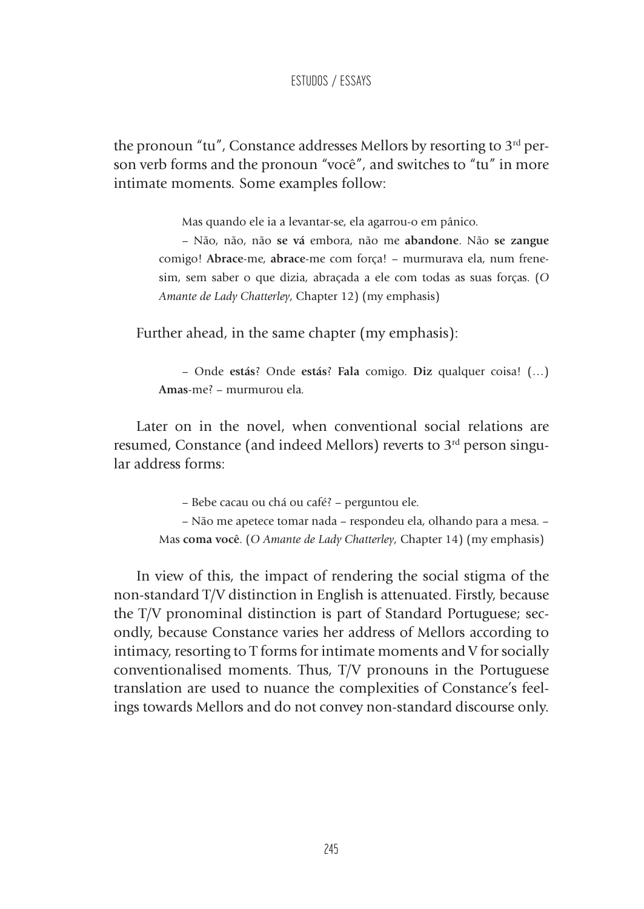the pronoun "tu", Constance addresses Mellors by resorting to 3rd person verb forms and the pronoun "você", and switches to "tu" in more intimate moments. Some examples follow:

> Mas quando ele ia a levantar-se, ela agarrou-o em pânico.
>
> – Não, não, não **se vá** embora, não me **abandone**. Não **se zangue** comigo! **Abrace**-me, **abrace**-me com força! – murmurava ela, num frenesim, sem saber o que dizia, abraçada a ele com todas as suas forças. (*O Amante de Lady Chatterley*, Chapter 12) (my emphasis)

Further ahead, in the same chapter (my emphasis):

> – Onde **estás**? Onde **estás**? **Fala** comigo. **Diz** qualquer coisa! (…) **Amas**-me? – murmurou ela.

Later on in the novel, when conventional social relations are resumed, Constance (and indeed Mellors) reverts to 3rd person singular address forms:

> – Bebe cacau ou chá ou café? – perguntou ele.
>
> – Não me apetece tomar nada – respondeu ela, olhando para a mesa. – Mas **coma você**. (*O Amante de Lady Chatterley*, Chapter 14) (my emphasis)

In view of this, the impact of rendering the social stigma of the non-standard T/V distinction in English is attenuated. Firstly, because the T/V pronominal distinction is part of Standard Portuguese; secondly, because Constance varies her address of Mellors according to intimacy, resorting to T forms for intimate moments and V for socially conventionalised moments. Thus, T/V pronouns in the Portuguese translation are used to nuance the complexities of Constance's feelings towards Mellors and do not convey non-standard discourse only.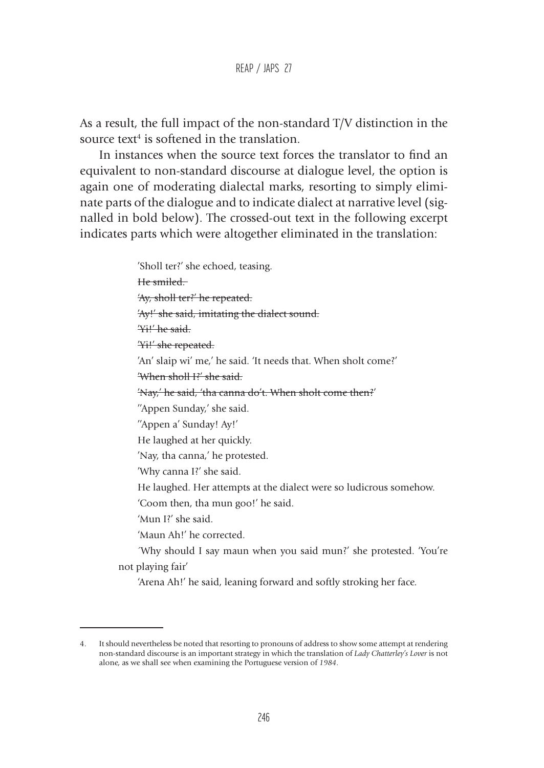As a result, the full impact of the non-standard T/V distinction in the source text[4] is softened in the translation.

In instances when the source text forces the translator to find an equivalent to non-standard discourse at dialogue level, the option is again one of moderating dialectal marks, resorting to simply eliminate parts of the dialogue and to indicate dialect at narrative level (signalled in bold below). The crossed-out text in the following excerpt indicates parts which were altogether eliminated in the translation:

> 'Sholl ter?' she echoed, teasing.
>
> ~~He smiled.~~
>
> ~~'Ay, sholl ter?' he repeated.~~
>
> ~~'Ay!' she said, imitating the dialect sound.~~
>
> ~~'Yi!' he said.~~
>
> ~~'Yi!' she repeated.~~
>
> 'An' slaip wi' me,' he said. 'It needs that. When sholt come?'
>
> ~~'When sholl I?' she said.~~
>
> ~~'Nay,' he said, 'tha canna do't. When sholt come then?'~~
>
> ''Appen Sunday,' she said.
>
> ''Appen a' Sunday! Ay!'
>
> He laughed at her quickly.
>
> 'Nay, tha canna,' he protested.
>
> 'Why canna I?' she said.
>
> He laughed. Her attempts at the dialect were so ludicrous somehow.
>
> 'Coom then, tha mun goo!' he said.
>
> 'Mun I?' she said.
>
> 'Maun Ah!' he corrected.
>
> ´Why should I say maun when you said mun?' she protested. 'You're not playing fair'
>
> 'Arena Ah!' he said, leaning forward and softly stroking her face.

---

4. It should nevertheless be noted that resorting to pronouns of address to show some attempt at rendering non-standard discourse is an important strategy in which the translation of *Lady Chatterley's Lover* is not alone, as we shall see when examining the Portuguese version of *1984*.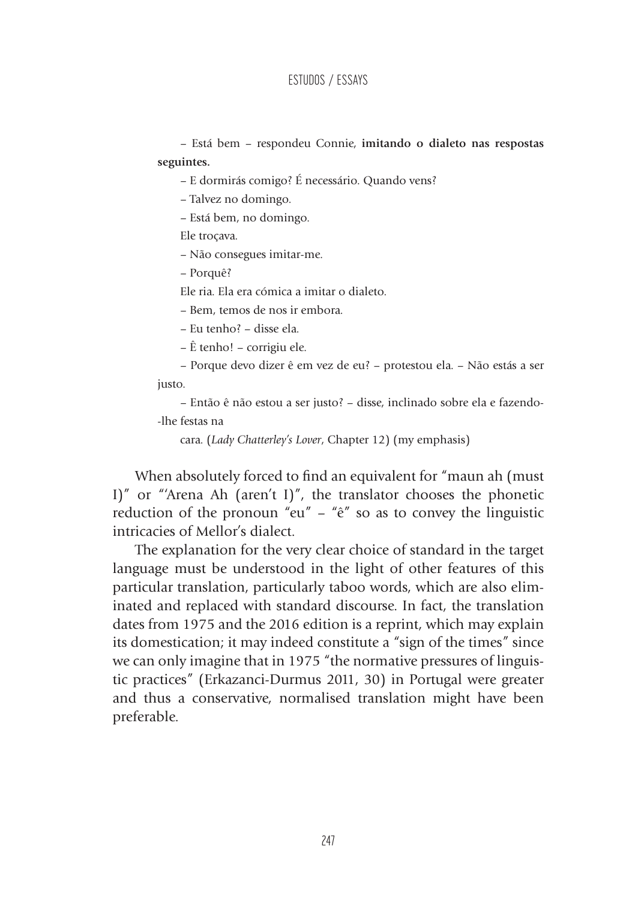– Está bem – respondeu Connie, **imitando o dialeto nas respostas seguintes.**

– E dormirás comigo? É necessário. Quando vens?

– Talvez no domingo.

– Está bem, no domingo.

Ele troçava.

– Não consegues imitar-me.

– Porquê?

Ele ria. Ela era cómica a imitar o dialeto.

– Bem, temos de nos ir embora.

– Eu tenho? – disse ela.

– Ê tenho! – corrigiu ele.

– Porque devo dizer ê em vez de eu? – protestou ela. – Não estás a ser justo.

– Então ê não estou a ser justo? – disse, inclinado sobre ela e fazendo-lhe festas na

cara. (*Lady Chatterley's Lover*, Chapter 12) (my emphasis)

When absolutely forced to find an equivalent for "maun ah (must I)" or "'Arena Ah (aren't I)", the translator chooses the phonetic reduction of the pronoun "eu" – "ê" so as to convey the linguistic intricacies of Mellor's dialect.

The explanation for the very clear choice of standard in the target language must be understood in the light of other features of this particular translation, particularly taboo words, which are also eliminated and replaced with standard discourse. In fact, the translation dates from 1975 and the 2016 edition is a reprint, which may explain its domestication; it may indeed constitute a "sign of the times" since we can only imagine that in 1975 "the normative pressures of linguistic practices" (Erkazanci-Durmus 2011, 30) in Portugal were greater and thus a conservative, normalised translation might have been preferable.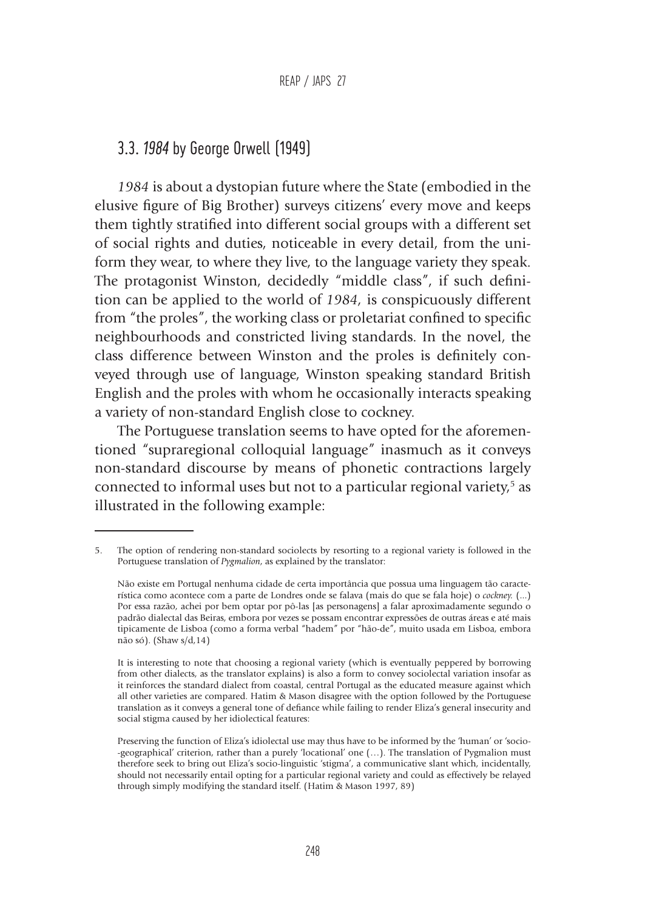## 3.3. *1984* by George Orwell (1949)

*1984* is about a dystopian future where the State (embodied in the elusive figure of Big Brother) surveys citizens' every move and keeps them tightly stratified into different social groups with a different set of social rights and duties, noticeable in every detail, from the uniform they wear, to where they live, to the language variety they speak. The protagonist Winston, decidedly "middle class", if such definition can be applied to the world of *1984*, is conspicuously different from "the proles", the working class or proletariat confined to specific neighbourhoods and constricted living standards. In the novel, the class difference between Winston and the proles is definitely conveyed through use of language, Winston speaking standard British English and the proles with whom he occasionally interacts speaking a variety of non-standard English close to cockney.

The Portuguese translation seems to have opted for the aforementioned "supraregional colloquial language" inasmuch as it conveys non-standard discourse by means of phonetic contractions largely connected to informal uses but not to a particular regional variety,[5] as illustrated in the following example:

---

5. The option of rendering non-standard sociolects by resorting to a regional variety is followed in the Portuguese translation of *Pygmalion*, as explained by the translator:

   Não existe em Portugal nenhuma cidade de certa importância que possua uma linguagem tão característica como acontece com a parte de Londres onde se falava (mais do que se fala hoje) o *cockney.* (...) Por essa razão, achei por bem optar por pô-las [as personagens] a falar aproximadamente segundo o padrão dialectal das Beiras, embora por vezes se possam encontrar expressões de outras áreas e até mais tipicamente de Lisboa (como a forma verbal "hadem" por "hão-de", muito usada em Lisboa, embora não só). (Shaw s/d,14)

   It is interesting to note that choosing a regional variety (which is eventually peppered by borrowing from other dialects, as the translator explains) is also a form to convey sociolectal variation insofar as it reinforces the standard dialect from coastal, central Portugal as the educated measure against which all other varieties are compared. Hatim & Mason disagree with the option followed by the Portuguese translation as it conveys a general tone of defiance while failing to render Eliza's general insecurity and social stigma caused by her idiolectical features:

   Preserving the function of Eliza's idiolectal use may thus have to be informed by the 'human' or 'socio--geographical' criterion, rather than a purely 'locational' one (…). The translation of Pygmalion must therefore seek to bring out Eliza's socio-linguistic 'stigma', a communicative slant which, incidentally, should not necessarily entail opting for a particular regional variety and could as effectively be relayed through simply modifying the standard itself. (Hatim & Mason 1997, 89)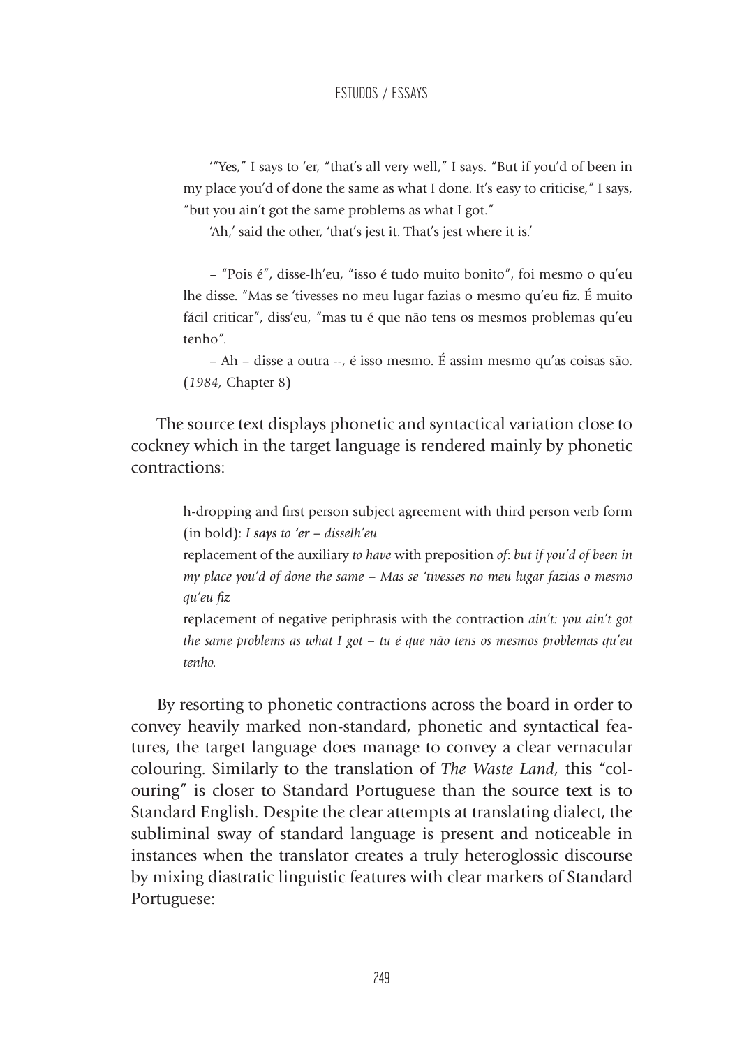'"Yes," I says to 'er, "that's all very well," I says. "But if you'd of been in my place you'd of done the same as what I done. It's easy to criticise," I says, "but you ain't got the same problems as what I got."

'Ah,' said the other, 'that's jest it. That's jest where it is.'

– "Pois é", disse-lh'eu, "isso é tudo muito bonito", foi mesmo o qu'eu lhe disse. "Mas se 'tivesses no meu lugar fazias o mesmo qu'eu fiz. É muito fácil criticar", diss'eu, "mas tu é que não tens os mesmos problemas qu'eu tenho".

– Ah – disse a outra --, é isso mesmo. É assim mesmo qu'as coisas são. (*1984*, Chapter 8)

The source text displays phonetic and syntactical variation close to cockney which in the target language is rendered mainly by phonetic contractions:

h-dropping and first person subject agreement with third person verb form (in bold): *I **says** to **'er** – disselh'eu*

replacement of the auxiliary *to have* with preposition *of*: *but if you'd of been in my place you'd of done the same – Mas se 'tivesses no meu lugar fazias o mesmo qu'eu fiz*

replacement of negative periphrasis with the contraction *ain't: you ain't got the same problems as what I got – tu é que não tens os mesmos problemas qu'eu tenho.*

By resorting to phonetic contractions across the board in order to convey heavily marked non-standard, phonetic and syntactical features, the target language does manage to convey a clear vernacular colouring. Similarly to the translation of *The Waste Land*, this "colouring" is closer to Standard Portuguese than the source text is to Standard English. Despite the clear attempts at translating dialect, the subliminal sway of standard language is present and noticeable in instances when the translator creates a truly heteroglossic discourse by mixing diastratic linguistic features with clear markers of Standard Portuguese: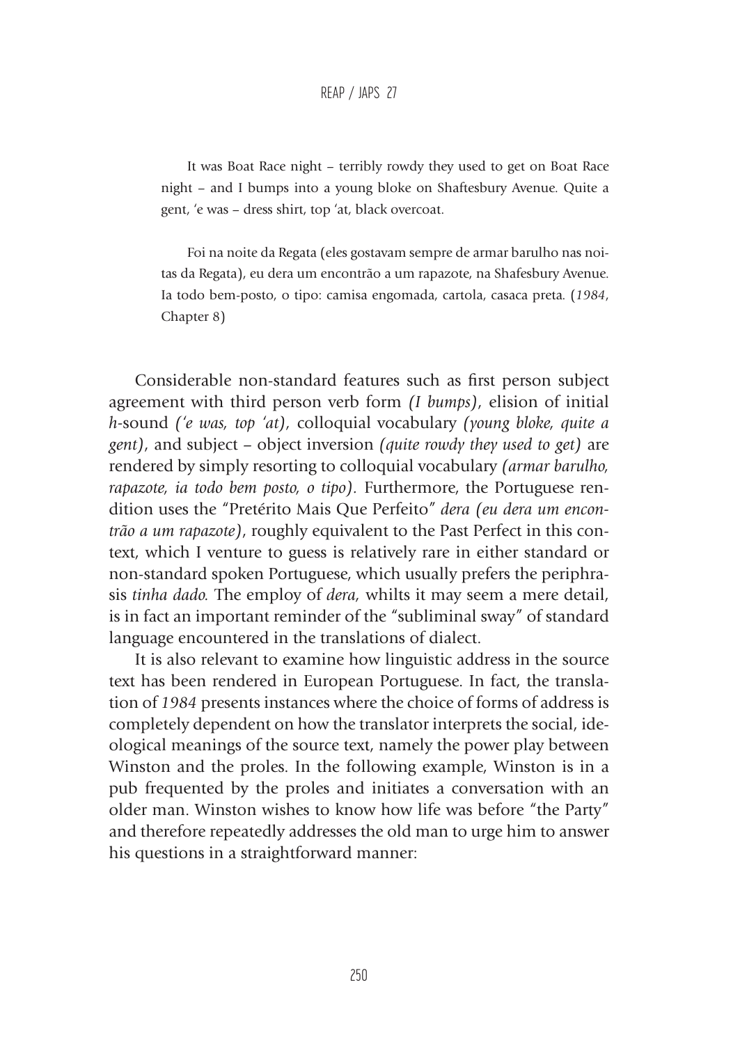> It was Boat Race night – terribly rowdy they used to get on Boat Race night – and I bumps into a young bloke on Shaftesbury Avenue. Quite a gent, 'e was – dress shirt, top 'at, black overcoat.

> Foi na noite da Regata (eles gostavam sempre de armar barulho nas noitas da Regata), eu dera um encontrão a um rapazote, na Shafesbury Avenue. Ia todo bem-posto, o tipo: camisa engomada, cartola, casaca preta. (*1984*, Chapter 8)

Considerable non-standard features such as first person subject agreement with third person verb form *(I bumps)*, elision of initial *h*-sound *('e was, top 'at)*, colloquial vocabulary *(young bloke, quite a gent)*, and subject – object inversion *(quite rowdy they used to get)* are rendered by simply resorting to colloquial vocabulary *(armar barulho, rapazote, ia todo bem posto, o tipo)*. Furthermore, the Portuguese rendition uses the "Pretérito Mais Que Perfeito" *dera (eu dera um encontrão a um rapazote)*, roughly equivalent to the Past Perfect in this context, which I venture to guess is relatively rare in either standard or non-standard spoken Portuguese, which usually prefers the periphrasis *tinha dado.* The employ of *dera,* whilts it may seem a mere detail, is in fact an important reminder of the "subliminal sway" of standard language encountered in the translations of dialect.

It is also relevant to examine how linguistic address in the source text has been rendered in European Portuguese. In fact, the translation of *1984* presents instances where the choice of forms of address is completely dependent on how the translator interprets the social, ideological meanings of the source text, namely the power play between Winston and the proles. In the following example, Winston is in a pub frequented by the proles and initiates a conversation with an older man. Winston wishes to know how life was before "the Party" and therefore repeatedly addresses the old man to urge him to answer his questions in a straightforward manner: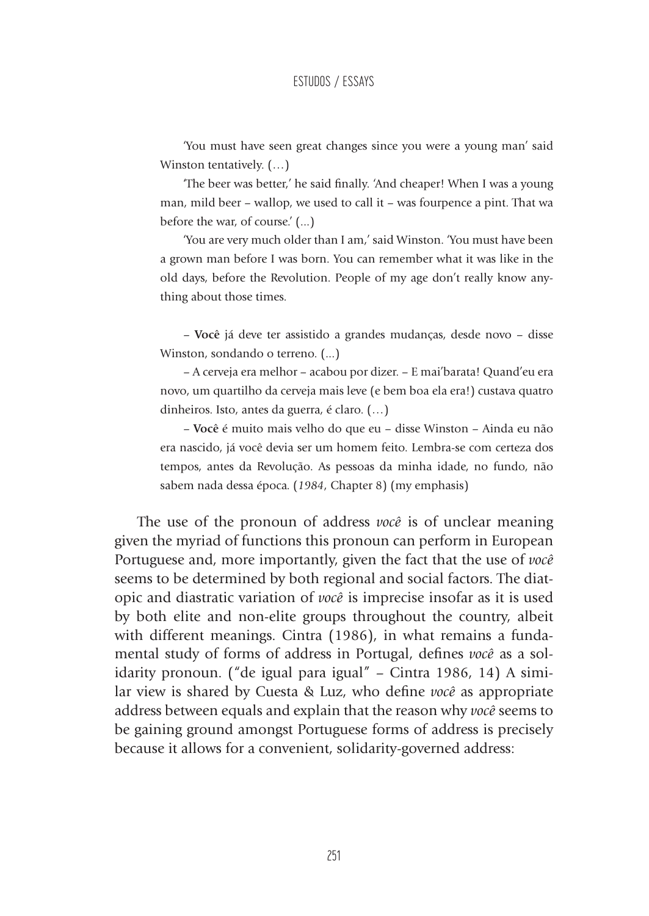'You must have seen great changes since you were a young man' said Winston tentatively. (…)

'The beer was better,' he said finally. 'And cheaper! When I was a young man, mild beer – wallop, we used to call it – was fourpence a pint. That wa before the war, of course.' (...)

'You are very much older than I am,' said Winston. 'You must have been a grown man before I was born. You can remember what it was like in the old days, before the Revolution. People of my age don't really know anything about those times.

– **Você** já deve ter assistido a grandes mudanças, desde novo – disse Winston, sondando o terreno. (...)

– A cerveja era melhor – acabou por dizer. – E mai'barata! Quand'eu era novo, um quartilho da cerveja mais leve (e bem boa ela era!) custava quatro dinheiros. Isto, antes da guerra, é claro. (…)

– **Você** é muito mais velho do que eu – disse Winston – Ainda eu não era nascido, já você devia ser um homem feito. Lembra-se com certeza dos tempos, antes da Revolução. As pessoas da minha idade, no fundo, não sabem nada dessa época. (*1984*, Chapter 8) (my emphasis)

The use of the pronoun of address *você* is of unclear meaning given the myriad of functions this pronoun can perform in European Portuguese and, more importantly, given the fact that the use of *você* seems to be determined by both regional and social factors. The diatopic and diastratic variation of *você* is imprecise insofar as it is used by both elite and non-elite groups throughout the country, albeit with different meanings. Cintra (1986), in what remains a fundamental study of forms of address in Portugal, defines *você* as a solidarity pronoun. ("de igual para igual" – Cintra 1986, 14) A similar view is shared by Cuesta & Luz, who define *você* as appropriate address between equals and explain that the reason why *você* seems to be gaining ground amongst Portuguese forms of address is precisely because it allows for a convenient, solidarity-governed address: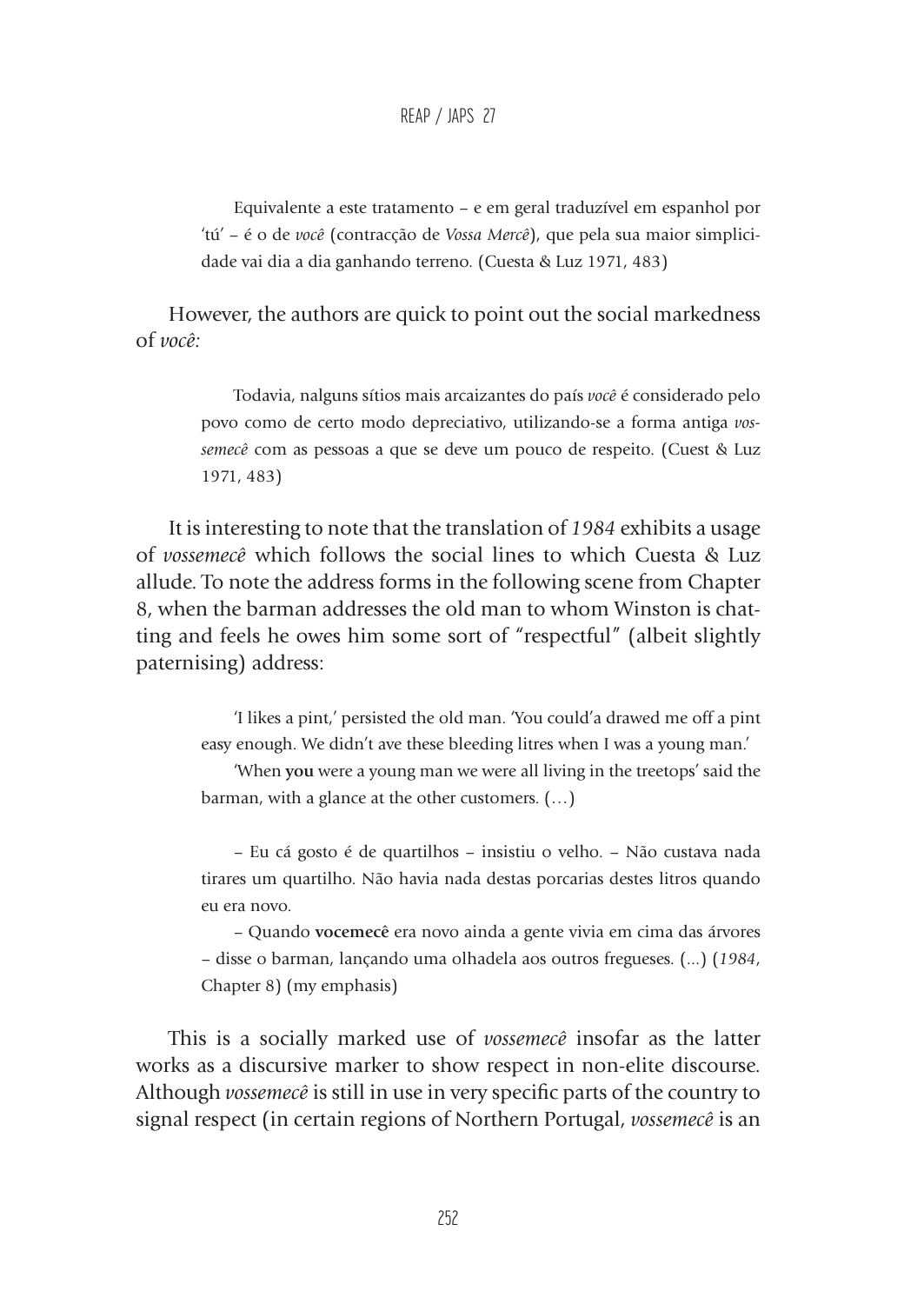> Equivalente a este tratamento – e em geral traduzível em espanhol por 'tú' – é o de *você* (contracção de *Vossa Mercê*), que pela sua maior simplicidade vai dia a dia ganhando terreno. (Cuesta & Luz 1971, 483)

However, the authors are quick to point out the social markedness of *você:*

> Todavia, nalguns sítios mais arcaizantes do país *você* é considerado pelo povo como de certo modo depreciativo, utilizando-se a forma antiga *vossemecê* com as pessoas a que se deve um pouco de respeito. (Cuest & Luz 1971, 483)

It is interesting to note that the translation of *1984* exhibits a usage of *vossemecê* which follows the social lines to which Cuesta & Luz allude. To note the address forms in the following scene from Chapter 8, when the barman addresses the old man to whom Winston is chatting and feels he owes him some sort of "respectful" (albeit slightly paternising) address:

> 'I likes a pint,' persisted the old man. 'You could'a drawed me off a pint easy enough. We didn't ave these bleeding litres when I was a young man.'
>
> 'When **you** were a young man we were all living in the treetops' said the barman, with a glance at the other customers. (…)
>
> – Eu cá gosto é de quartilhos – insistiu o velho. – Não custava nada tirares um quartilho. Não havia nada destas porcarias destes litros quando eu era novo.
>
> – Quando **vocemecê** era novo ainda a gente vivia em cima das árvores – disse o barman, lançando uma olhadela aos outros fregueses. (...) (*1984*, Chapter 8) (my emphasis)

This is a socially marked use of *vossemecê* insofar as the latter works as a discursive marker to show respect in non-elite discourse. Although *vossemecê* is still in use in very specific parts of the country to signal respect (in certain regions of Northern Portugal, *vossemecê* is an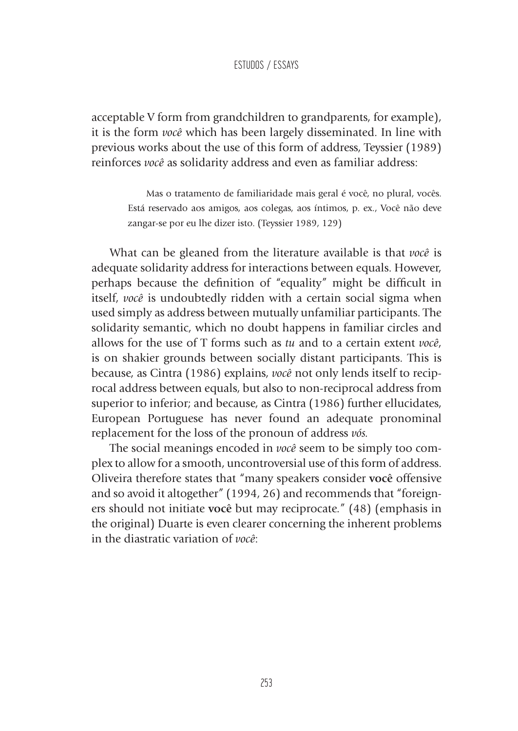acceptable V form from grandchildren to grandparents, for example), it is the form *você* which has been largely disseminated. In line with previous works about the use of this form of address, Teyssier (1989) reinforces *você* as solidarity address and even as familiar address:

> Mas o tratamento de familiaridade mais geral é você, no plural, vocês. Está reservado aos amigos, aos colegas, aos íntimos, p. ex., Você não deve zangar-se por eu lhe dizer isto. (Teyssier 1989, 129)

What can be gleaned from the literature available is that *você* is adequate solidarity address for interactions between equals. However, perhaps because the definition of "equality" might be difficult in itself, *você* is undoubtedly ridden with a certain social sigma when used simply as address between mutually unfamiliar participants. The solidarity semantic, which no doubt happens in familiar circles and allows for the use of T forms such as *tu* and to a certain extent *você*, is on shakier grounds between socially distant participants. This is because, as Cintra (1986) explains, *você* not only lends itself to reciprocal address between equals, but also to non-reciprocal address from superior to inferior; and because, as Cintra (1986) further ellucidates, European Portuguese has never found an adequate pronominal replacement for the loss of the pronoun of address *vós.*

The social meanings encoded in *você* seem to be simply too complex to allow for a smooth, uncontroversial use of this form of address. Oliveira therefore states that "many speakers consider **você** offensive and so avoid it altogether" (1994, 26) and recommends that "foreigners should not initiate **você** but may reciprocate." (48) (emphasis in the original) Duarte is even clearer concerning the inherent problems in the diastratic variation of *você*: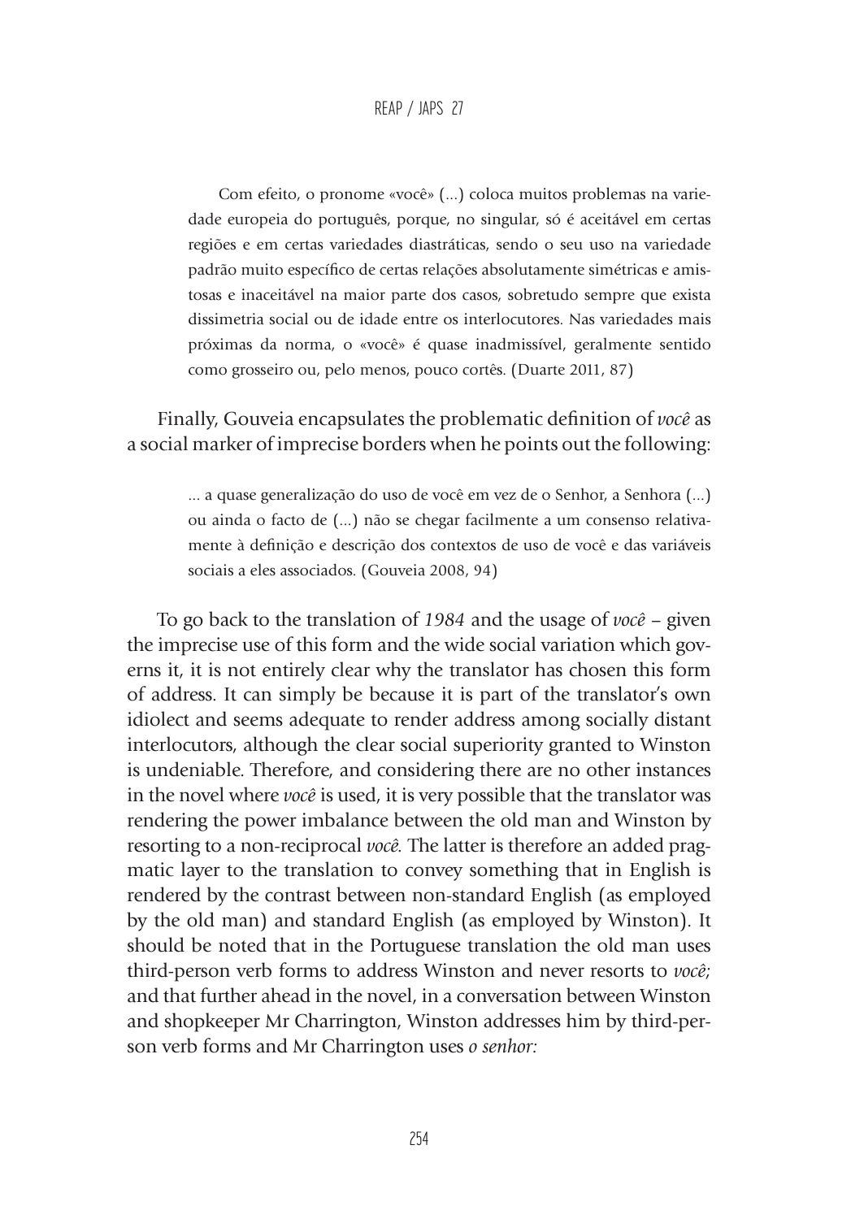> Com efeito, o pronome «você» (...) coloca muitos problemas na variedade europeia do português, porque, no singular, só é aceitável em certas regiões e em certas variedades diastráticas, sendo o seu uso na variedade padrão muito específico de certas relações absolutamente simétricas e amistosas e inaceitável na maior parte dos casos, sobretudo sempre que exista dissimetria social ou de idade entre os interlocutores. Nas variedades mais próximas da norma, o «você» é quase inadmissível, geralmente sentido como grosseiro ou, pelo menos, pouco cortês. (Duarte 2011, 87)

Finally, Gouveia encapsulates the problematic definition of *você* as a social marker of imprecise borders when he points out the following:

> ... a quase generalização do uso de você em vez de o Senhor, a Senhora (...) ou ainda o facto de (...) não se chegar facilmente a um consenso relativamente à definição e descrição dos contextos de uso de você e das variáveis sociais a eles associados. (Gouveia 2008, 94)

To go back to the translation of *1984* and the usage of *você* – given the imprecise use of this form and the wide social variation which governs it, it is not entirely clear why the translator has chosen this form of address. It can simply be because it is part of the translator's own idiolect and seems adequate to render address among socially distant interlocutors, although the clear social superiority granted to Winston is undeniable. Therefore, and considering there are no other instances in the novel where *você* is used, it is very possible that the translator was rendering the power imbalance between the old man and Winston by resorting to a non-reciprocal *você.* The latter is therefore an added pragmatic layer to the translation to convey something that in English is rendered by the contrast between non-standard English (as employed by the old man) and standard English (as employed by Winston). It should be noted that in the Portuguese translation the old man uses third-person verb forms to address Winston and never resorts to *você;* and that further ahead in the novel, in a conversation between Winston and shopkeeper Mr Charrington, Winston addresses him by third-person verb forms and Mr Charrington uses *o senhor:*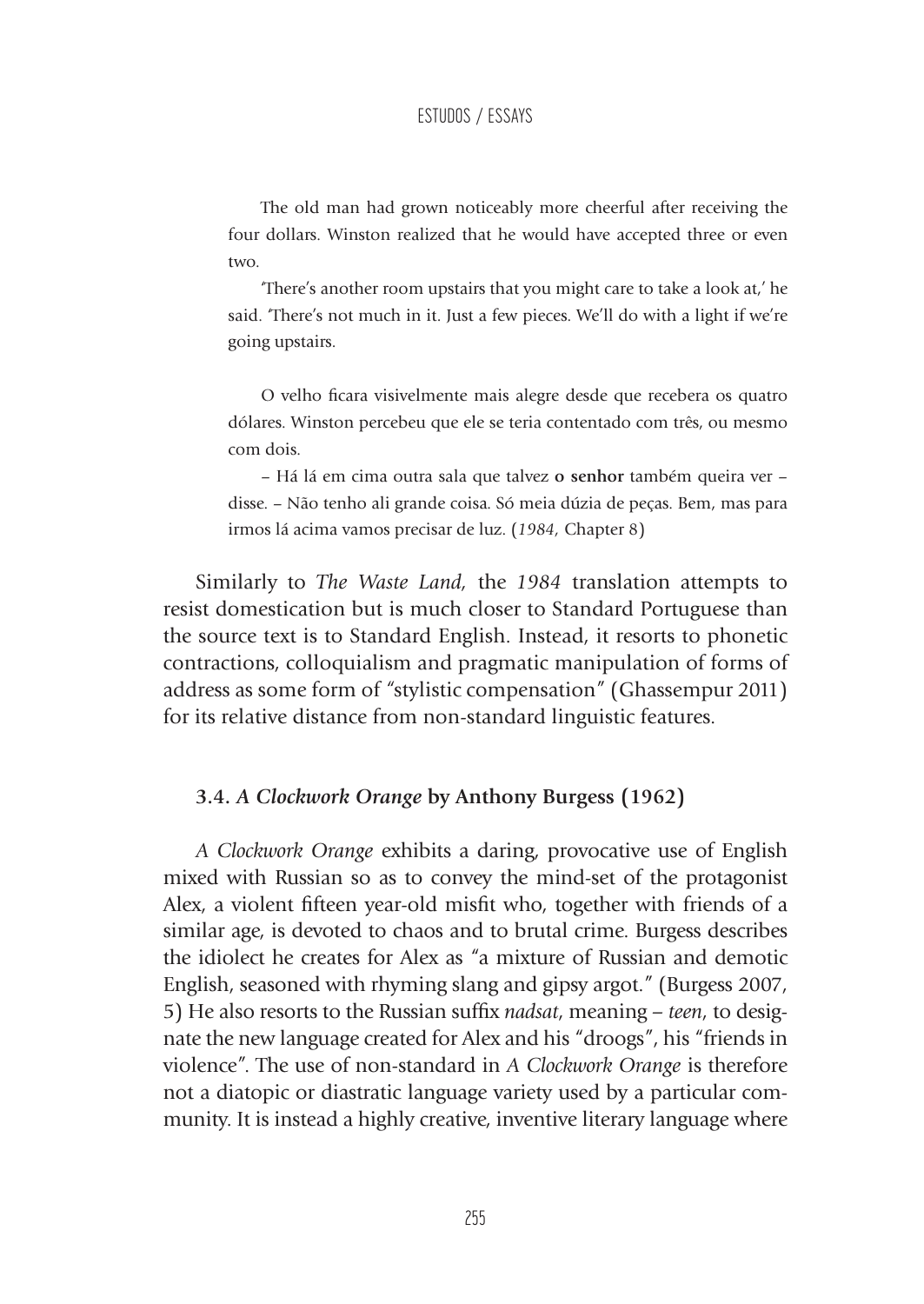The old man had grown noticeably more cheerful after receiving the four dollars. Winston realized that he would have accepted three or even two.

'There's another room upstairs that you might care to take a look at,' he said. 'There's not much in it. Just a few pieces. We'll do with a light if we're going upstairs.

O velho ficara visivelmente mais alegre desde que recebera os quatro dólares. Winston percebeu que ele se teria contentado com três, ou mesmo com dois.

– Há lá em cima outra sala que talvez **o senhor** também queira ver – disse. – Não tenho ali grande coisa. Só meia dúzia de peças. Bem, mas para irmos lá acima vamos precisar de luz. (*1984*, Chapter 8)

Similarly to *The Waste Land*, the *1984* translation attempts to resist domestication but is much closer to Standard Portuguese than the source text is to Standard English. Instead, it resorts to phonetic contractions, colloquialism and pragmatic manipulation of forms of address as some form of "stylistic compensation" (Ghassempur 2011) for its relative distance from non-standard linguistic features.

### 3.4. *A Clockwork Orange* by Anthony Burgess (1962)

*A Clockwork Orange* exhibits a daring, provocative use of English mixed with Russian so as to convey the mind-set of the protagonist Alex, a violent fifteen year-old misfit who, together with friends of a similar age, is devoted to chaos and to brutal crime. Burgess describes the idiolect he creates for Alex as "a mixture of Russian and demotic English, seasoned with rhyming slang and gipsy argot." (Burgess 2007, 5) He also resorts to the Russian suffix *nadsat*, meaning – *teen*, to designate the new language created for Alex and his "droogs", his "friends in violence". The use of non-standard in *A Clockwork Orange* is therefore not a diatopic or diastratic language variety used by a particular community. It is instead a highly creative, inventive literary language where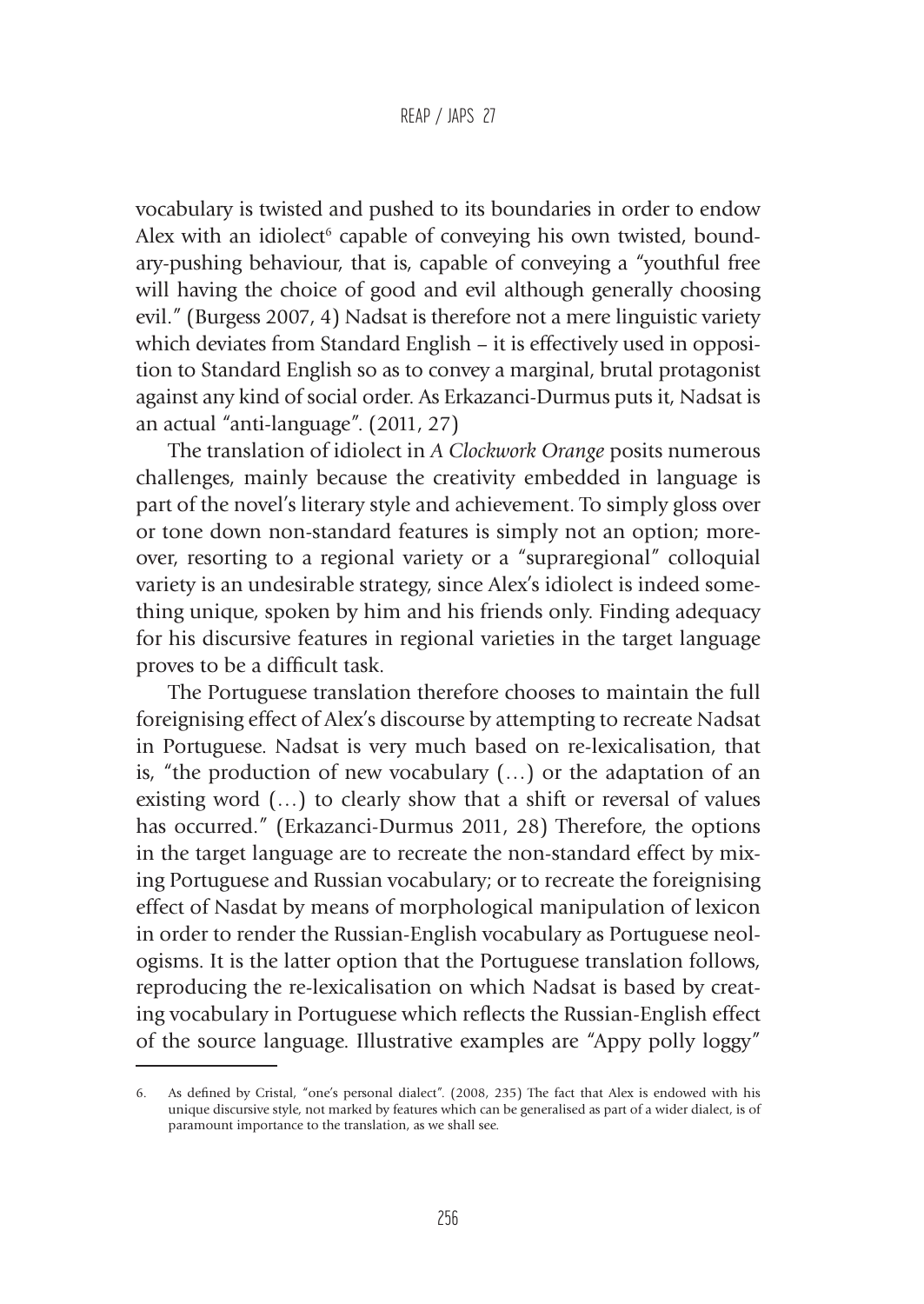vocabulary is twisted and pushed to its boundaries in order to endow Alex with an idiolect[6] capable of conveying his own twisted, boundary-pushing behaviour, that is, capable of conveying a "youthful free will having the choice of good and evil although generally choosing evil." (Burgess 2007, 4) Nadsat is therefore not a mere linguistic variety which deviates from Standard English – it is effectively used in opposition to Standard English so as to convey a marginal, brutal protagonist against any kind of social order. As Erkazanci-Durmus puts it, Nadsat is an actual "anti-language". (2011, 27)

The translation of idiolect in *A Clockwork Orange* posits numerous challenges, mainly because the creativity embedded in language is part of the novel's literary style and achievement. To simply gloss over or tone down non-standard features is simply not an option; moreover, resorting to a regional variety or a "supraregional" colloquial variety is an undesirable strategy, since Alex's idiolect is indeed something unique, spoken by him and his friends only. Finding adequacy for his discursive features in regional varieties in the target language proves to be a difficult task.

The Portuguese translation therefore chooses to maintain the full foreignising effect of Alex's discourse by attempting to recreate Nadsat in Portuguese. Nadsat is very much based on re-lexicalisation, that is, "the production of new vocabulary (…) or the adaptation of an existing word (…) to clearly show that a shift or reversal of values has occurred." (Erkazanci-Durmus 2011, 28) Therefore, the options in the target language are to recreate the non-standard effect by mixing Portuguese and Russian vocabulary; or to recreate the foreignising effect of Nasdat by means of morphological manipulation of lexicon in order to render the Russian-English vocabulary as Portuguese neologisms. It is the latter option that the Portuguese translation follows, reproducing the re-lexicalisation on which Nadsat is based by creating vocabulary in Portuguese which reflects the Russian-English effect of the source language. Illustrative examples are "Appy polly loggy"

6. As defined by Cristal, "one's personal dialect". (2008, 235) The fact that Alex is endowed with his unique discursive style, not marked by features which can be generalised as part of a wider dialect, is of paramount importance to the translation, as we shall see.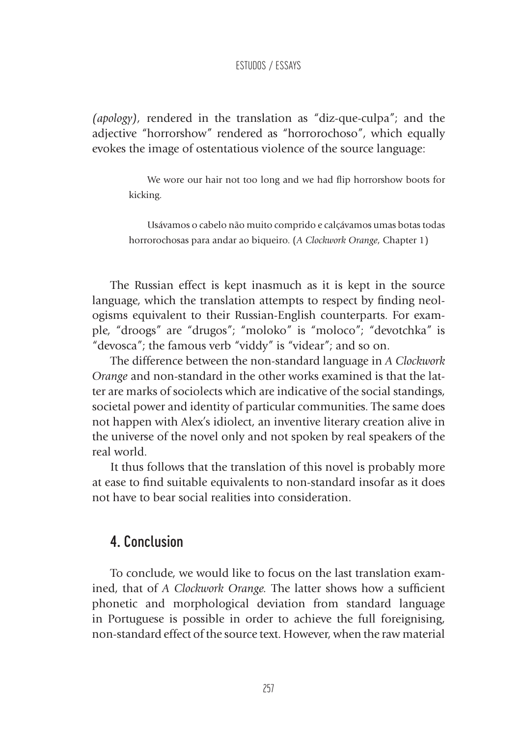*(apology)*, rendered in the translation as "diz-que-culpa"; and the adjective "horrorshow" rendered as "horrorochoso", which equally evokes the image of ostentatious violence of the source language:

> We wore our hair not too long and we had flip horrorshow boots for kicking.
>
> Usávamos o cabelo não muito comprido e calçávamos umas botas todas horrorochosas para andar ao biqueiro. (*A Clockwork Orange*, Chapter 1)

The Russian effect is kept inasmuch as it is kept in the source language, which the translation attempts to respect by finding neologisms equivalent to their Russian-English counterparts. For example, "droogs" are "drugos"; "moloko" is "moloco"; "devotchka" is "devosca"; the famous verb "viddy" is "videar"; and so on.

The difference between the non-standard language in *A Clockwork Orange* and non-standard in the other works examined is that the latter are marks of sociolects which are indicative of the social standings, societal power and identity of particular communities. The same does not happen with Alex's idiolect, an inventive literary creation alive in the universe of the novel only and not spoken by real speakers of the real world.

It thus follows that the translation of this novel is probably more at ease to find suitable equivalents to non-standard insofar as it does not have to bear social realities into consideration.

## 4. Conclusion

To conclude, we would like to focus on the last translation examined, that of *A Clockwork Orange*. The latter shows how a sufficient phonetic and morphological deviation from standard language in Portuguese is possible in order to achieve the full foreignising, non-standard effect of the source text. However, when the raw material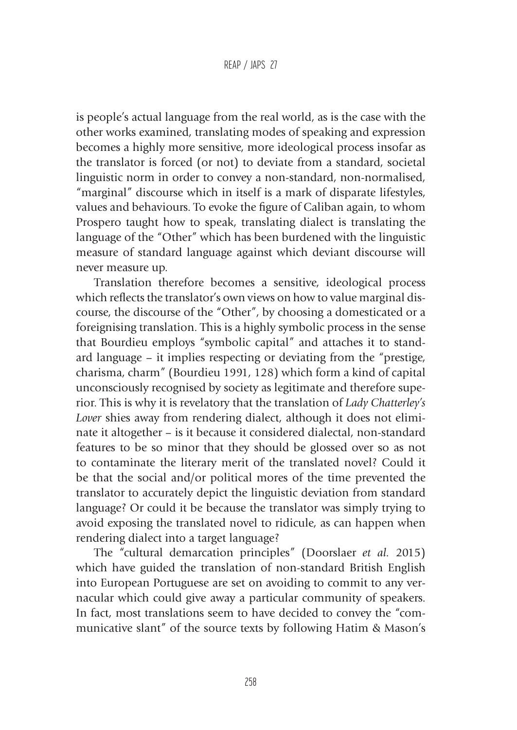is people's actual language from the real world, as is the case with the other works examined, translating modes of speaking and expression becomes a highly more sensitive, more ideological process insofar as the translator is forced (or not) to deviate from a standard, societal linguistic norm in order to convey a non-standard, non-normalised, "marginal" discourse which in itself is a mark of disparate lifestyles, values and behaviours. To evoke the figure of Caliban again, to whom Prospero taught how to speak, translating dialect is translating the language of the "Other" which has been burdened with the linguistic measure of standard language against which deviant discourse will never measure up.

Translation therefore becomes a sensitive, ideological process which reflects the translator's own views on how to value marginal discourse, the discourse of the "Other", by choosing a domesticated or a foreignising translation. This is a highly symbolic process in the sense that Bourdieu employs "symbolic capital" and attaches it to standard language – it implies respecting or deviating from the "prestige, charisma, charm" (Bourdieu 1991, 128) which form a kind of capital unconsciously recognised by society as legitimate and therefore superior. This is why it is revelatory that the translation of *Lady Chatterley's Lover* shies away from rendering dialect, although it does not eliminate it altogether – is it because it considered dialectal, non-standard features to be so minor that they should be glossed over so as not to contaminate the literary merit of the translated novel? Could it be that the social and/or political mores of the time prevented the translator to accurately depict the linguistic deviation from standard language? Or could it be because the translator was simply trying to avoid exposing the translated novel to ridicule, as can happen when rendering dialect into a target language?

The "cultural demarcation principles" (Doorslaer *et al.* 2015) which have guided the translation of non-standard British English into European Portuguese are set on avoiding to commit to any vernacular which could give away a particular community of speakers. In fact, most translations seem to have decided to convey the "communicative slant" of the source texts by following Hatim & Mason's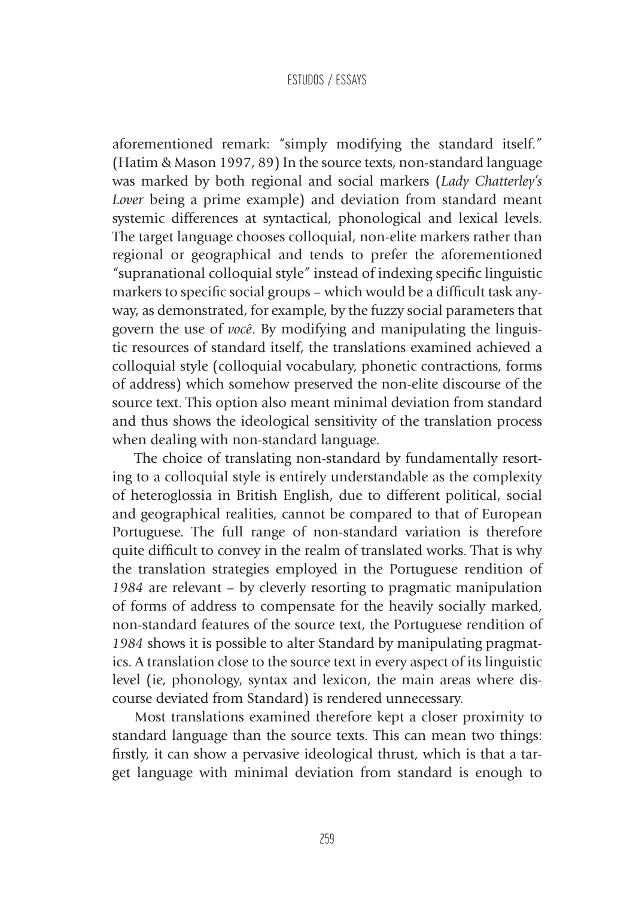aforementioned remark: "simply modifying the standard itself." (Hatim & Mason 1997, 89) In the source texts, non-standard language was marked by both regional and social markers (*Lady Chatterley's Lover* being a prime example) and deviation from standard meant systemic differences at syntactical, phonological and lexical levels. The target language chooses colloquial, non-elite markers rather than regional or geographical and tends to prefer the aforementioned "supranational colloquial style" instead of indexing specific linguistic markers to specific social groups – which would be a difficult task anyway, as demonstrated, for example, by the fuzzy social parameters that govern the use of *você*. By modifying and manipulating the linguistic resources of standard itself, the translations examined achieved a colloquial style (colloquial vocabulary, phonetic contractions, forms of address) which somehow preserved the non-elite discourse of the source text. This option also meant minimal deviation from standard and thus shows the ideological sensitivity of the translation process when dealing with non-standard language.

The choice of translating non-standard by fundamentally resorting to a colloquial style is entirely understandable as the complexity of heteroglossia in British English, due to different political, social and geographical realities, cannot be compared to that of European Portuguese. The full range of non-standard variation is therefore quite difficult to convey in the realm of translated works. That is why the translation strategies employed in the Portuguese rendition of *1984* are relevant – by cleverly resorting to pragmatic manipulation of forms of address to compensate for the heavily socially marked, non-standard features of the source text, the Portuguese rendition of *1984* shows it is possible to alter Standard by manipulating pragmatics. A translation close to the source text in every aspect of its linguistic level (ie, phonology, syntax and lexicon, the main areas where discourse deviated from Standard) is rendered unnecessary.

Most translations examined therefore kept a closer proximity to standard language than the source texts. This can mean two things: firstly, it can show a pervasive ideological thrust, which is that a target language with minimal deviation from standard is enough to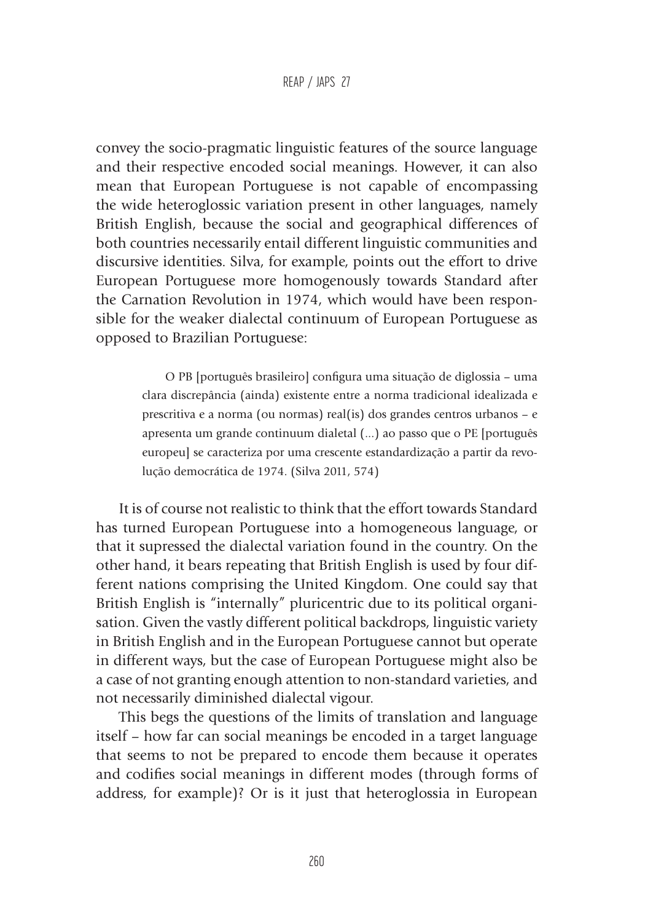convey the socio-pragmatic linguistic features of the source language and their respective encoded social meanings. However, it can also mean that European Portuguese is not capable of encompassing the wide heteroglossic variation present in other languages, namely British English, because the social and geographical differences of both countries necessarily entail different linguistic communities and discursive identities. Silva, for example, points out the effort to drive European Portuguese more homogenously towards Standard after the Carnation Revolution in 1974, which would have been responsible for the weaker dialectal continuum of European Portuguese as opposed to Brazilian Portuguese:

> O PB [português brasileiro] configura uma situação de diglossia – uma clara discrepância (ainda) existente entre a norma tradicional idealizada e prescritiva e a norma (ou normas) real(is) dos grandes centros urbanos – e apresenta um grande continuum dialetal (...) ao passo que o PE [português europeu] se caracteriza por uma crescente estandardização a partir da revolução democrática de 1974. (Silva 2011, 574)

It is of course not realistic to think that the effort towards Standard has turned European Portuguese into a homogeneous language, or that it supressed the dialectal variation found in the country. On the other hand, it bears repeating that British English is used by four different nations comprising the United Kingdom. One could say that British English is "internally" pluricentric due to its political organisation. Given the vastly different political backdrops, linguistic variety in British English and in the European Portuguese cannot but operate in different ways, but the case of European Portuguese might also be a case of not granting enough attention to non-standard varieties, and not necessarily diminished dialectal vigour.

This begs the questions of the limits of translation and language itself – how far can social meanings be encoded in a target language that seems to not be prepared to encode them because it operates and codifies social meanings in different modes (through forms of address, for example)? Or is it just that heteroglossia in European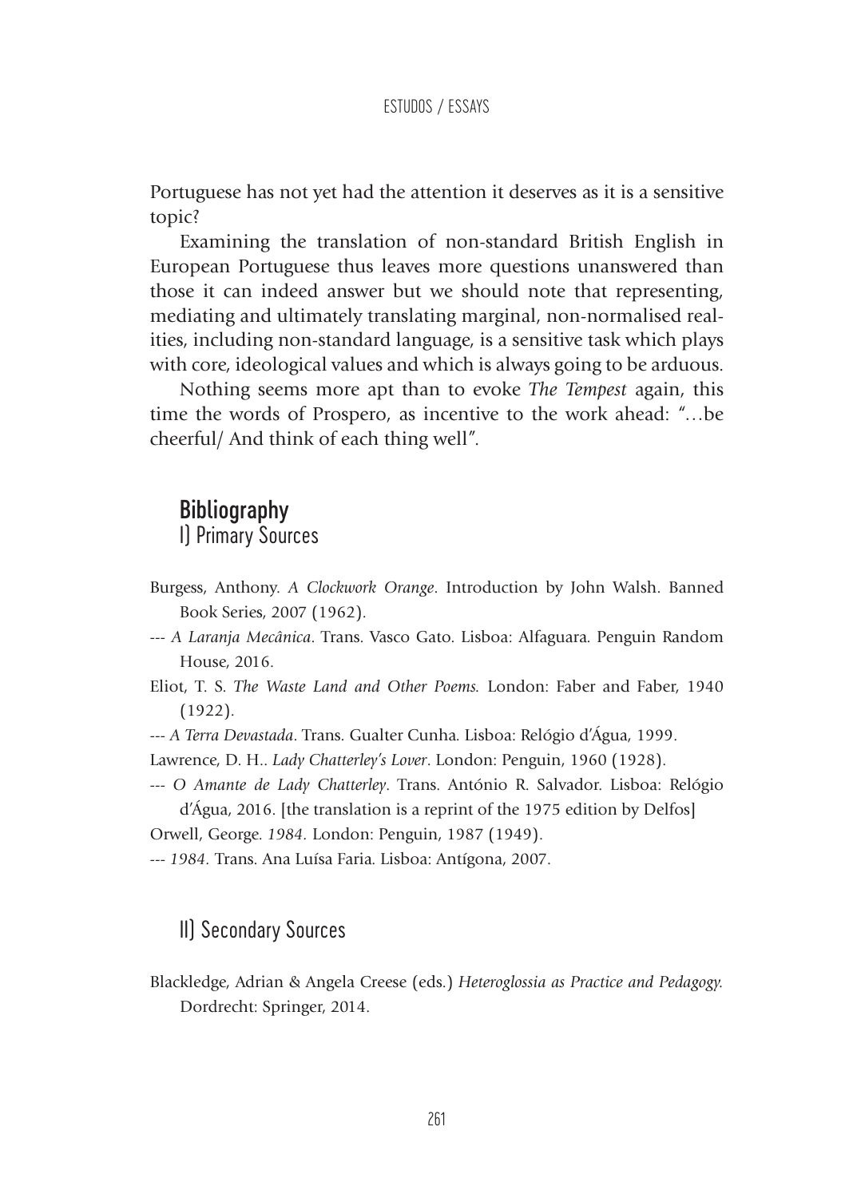Portuguese has not yet had the attention it deserves as it is a sensitive topic?

Examining the translation of non-standard British English in European Portuguese thus leaves more questions unanswered than those it can indeed answer but we should note that representing, mediating and ultimately translating marginal, non-normalised realities, including non-standard language, is a sensitive task which plays with core, ideological values and which is always going to be arduous.

Nothing seems more apt than to evoke *The Tempest* again, this time the words of Prospero, as incentive to the work ahead: "…be cheerful/ And think of each thing well".

## Bibliography

### I) Primary Sources

Burgess, Anthony. *A Clockwork Orange*. Introduction by John Walsh. Banned Book Series, 2007 (1962).

--- *A Laranja Mecânica*. Trans. Vasco Gato. Lisboa: Alfaguara. Penguin Random House, 2016.

Eliot, T. S. *The Waste Land and Other Poems.* London: Faber and Faber, 1940 (1922).

--- *A Terra Devastada*. Trans. Gualter Cunha. Lisboa: Relógio d'Água, 1999.

Lawrence, D. H.. *Lady Chatterley's Lover*. London: Penguin, 1960 (1928).

--- *O Amante de Lady Chatterley*. Trans. António R. Salvador. Lisboa: Relógio d'Água, 2016. [the translation is a reprint of the 1975 edition by Delfos]

Orwell, George. *1984*. London: Penguin, 1987 (1949).

--- *1984*. Trans. Ana Luísa Faria. Lisboa: Antígona, 2007.

### II) Secondary Sources

Blackledge, Adrian & Angela Creese (eds.) *Heteroglossia as Practice and Pedagogy.* Dordrecht: Springer, 2014.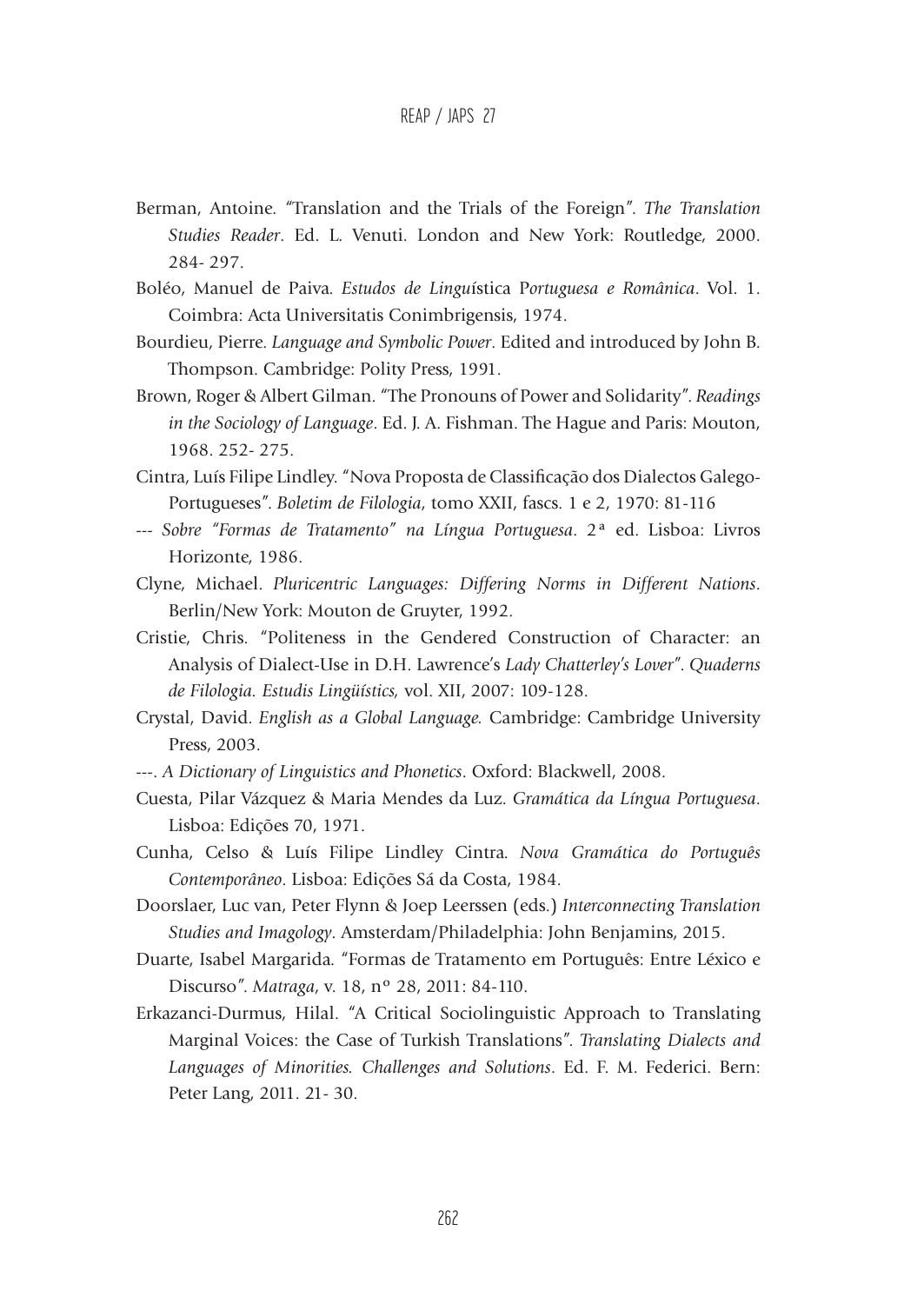Berman, Antoine. "Translation and the Trials of the Foreign". *The Translation Studies Reader*. Ed. L. Venuti. London and New York: Routledge, 2000. 284- 297.

Boléo, Manuel de Paiva. *Estudos de Linguística Portuguesa e Românica*. Vol. 1. Coimbra: Acta Universitatis Conimbrigensis, 1974.

Bourdieu, Pierre. *Language and Symbolic Power*. Edited and introduced by John B. Thompson. Cambridge: Polity Press, 1991.

Brown, Roger & Albert Gilman. "The Pronouns of Power and Solidarity". *Readings in the Sociology of Language*. Ed. J. A. Fishman. The Hague and Paris: Mouton, 1968. 252- 275.

Cintra, Luís Filipe Lindley. "Nova Proposta de Classificação dos Dialectos Galego-Portugueses". *Boletim de Filologia*, tomo XXII, fascs. 1 e 2, 1970: 81-116

--- *Sobre "Formas de Tratamento" na Língua Portuguesa*. 2ª ed. Lisboa: Livros Horizonte, 1986.

Clyne, Michael. *Pluricentric Languages: Differing Norms in Different Nations*. Berlin/New York: Mouton de Gruyter, 1992.

Cristie, Chris. "Politeness in the Gendered Construction of Character: an Analysis of Dialect-Use in D.H. Lawrence's *Lady Chatterley's Lover*". *Quaderns de Filologia. Estudis Lingüístics*, vol. XII, 2007: 109-128.

Crystal, David. *English as a Global Language.* Cambridge: Cambridge University Press, 2003.

---. *A Dictionary of Linguistics and Phonetics*. Oxford: Blackwell, 2008.

Cuesta, Pilar Vázquez & Maria Mendes da Luz. *Gramática da Língua Portuguesa*. Lisboa: Edições 70, 1971.

Cunha, Celso & Luís Filipe Lindley Cintra. *Nova Gramática do Português Contemporâneo*. Lisboa: Edições Sá da Costa, 1984.

Doorslaer, Luc van, Peter Flynn & Joep Leerssen (eds.) *Interconnecting Translation Studies and Imagology*. Amsterdam/Philadelphia: John Benjamins, 2015.

Duarte, Isabel Margarida. "Formas de Tratamento em Português: Entre Léxico e Discurso". *Matraga*, v. 18, nº 28, 2011: 84-110.

Erkazanci-Durmus, Hilal. "A Critical Sociolinguistic Approach to Translating Marginal Voices: the Case of Turkish Translations". *Translating Dialects and Languages of Minorities. Challenges and Solutions*. Ed. F. M. Federici. Bern: Peter Lang, 2011. 21- 30.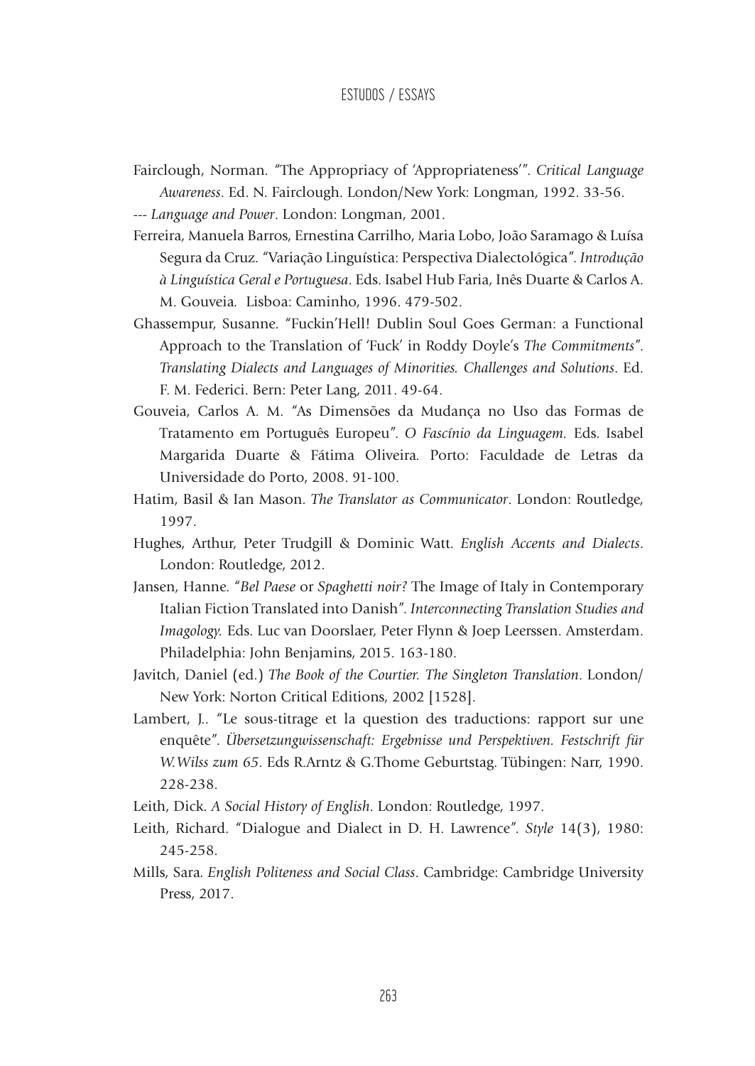Fairclough, Norman. "The Appropriacy of 'Appropriateness'". *Critical Language Awareness*. Ed. N. Fairclough. London/New York: Longman, 1992. 33-56.

--- *Language and Power*. London: Longman, 2001.

Ferreira, Manuela Barros, Ernestina Carrilho, Maria Lobo, João Saramago & Luísa Segura da Cruz. "Variação Linguística: Perspectiva Dialectológica". *Introdução à Linguística Geral e Portuguesa*. Eds. Isabel Hub Faria, Inês Duarte & Carlos A. M. Gouveia. Lisboa: Caminho, 1996. 479-502.

Ghassempur, Susanne. "Fuckin'Hell! Dublin Soul Goes German: a Functional Approach to the Translation of 'Fuck' in Roddy Doyle's *The Commitments*". *Translating Dialects and Languages of Minorities. Challenges and Solutions*. Ed. F. M. Federici. Bern: Peter Lang, 2011. 49-64.

Gouveia, Carlos A. M. "As Dimensões da Mudança no Uso das Formas de Tratamento em Português Europeu". *O Fascínio da Linguagem.* Eds. Isabel Margarida Duarte & Fátima Oliveira. Porto: Faculdade de Letras da Universidade do Porto, 2008. 91-100.

Hatim, Basil & Ian Mason. *The Translator as Communicator*. London: Routledge, 1997.

Hughes, Arthur, Peter Trudgill & Dominic Watt. *English Accents and Dialects*. London: Routledge, 2012.

Jansen, Hanne. "*Bel Paese* or *Spaghetti noir?* The Image of Italy in Contemporary Italian Fiction Translated into Danish". *Interconnecting Translation Studies and Imagology.* Eds. Luc van Doorslaer, Peter Flynn & Joep Leerssen. Amsterdam. Philadelphia: John Benjamins, 2015. 163-180.

Javitch, Daniel (ed.) *The Book of the Courtier. The Singleton Translation*. London/New York: Norton Critical Editions, 2002 [1528].

Lambert, J.. "Le sous-titrage et la question des traductions: rapport sur une enquête". *Übersetzungwissenschaft: Ergebnisse und Perspektiven. Festschrift für W.Wilss zum 65*. Eds R.Arntz & G.Thome Geburtstag. Tübingen: Narr, 1990. 228-238.

Leith, Dick. *A Social History of English*. London: Routledge, 1997.

Leith, Richard. "Dialogue and Dialect in D. H. Lawrence". *Style* 14(3), 1980: 245-258.

Mills, Sara. *English Politeness and Social Class*. Cambridge: Cambridge University Press, 2017.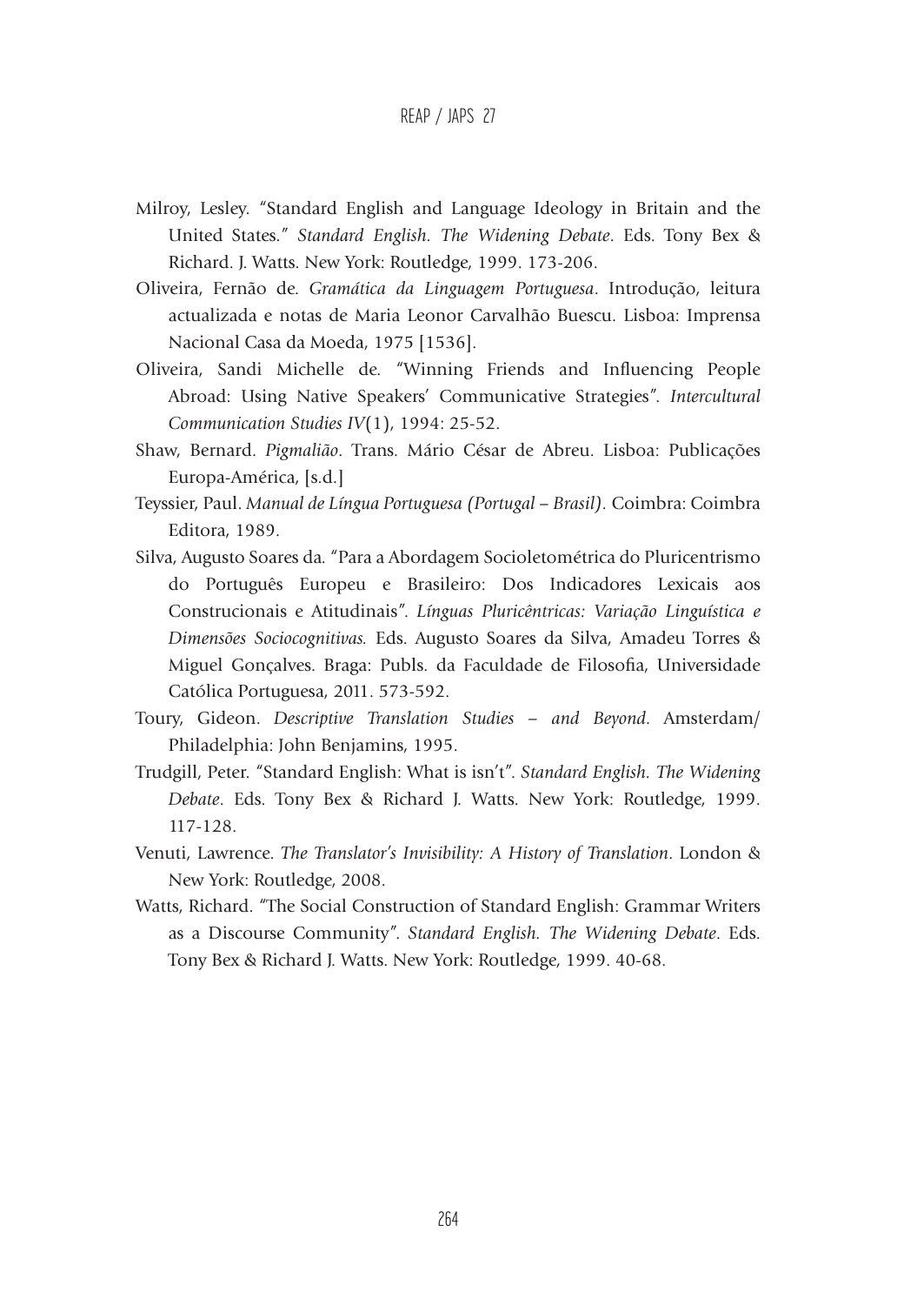Milroy, Lesley. "Standard English and Language Ideology in Britain and the United States." *Standard English. The Widening Debate*. Eds. Tony Bex & Richard. J. Watts. New York: Routledge, 1999. 173-206.

Oliveira, Fernão de. *Gramática da Linguagem Portuguesa*. Introdução, leitura actualizada e notas de Maria Leonor Carvalhão Buescu. Lisboa: Imprensa Nacional Casa da Moeda, 1975 [1536].

Oliveira, Sandi Michelle de. "Winning Friends and Influencing People Abroad: Using Native Speakers' Communicative Strategies". *Intercultural Communication Studies IV*(1), 1994: 25-52.

Shaw, Bernard. *Pigmalião*. Trans. Mário César de Abreu. Lisboa: Publicações Europa-América, [s.d.]

Teyssier, Paul. *Manual de Língua Portuguesa (Portugal – Brasil)*. Coimbra: Coimbra Editora, 1989.

Silva, Augusto Soares da. "Para a Abordagem Socioletométrica do Pluricentrismo do Português Europeu e Brasileiro: Dos Indicadores Lexicais aos Construcionais e Atitudinais". *Línguas Pluricêntricas: Variação Linguística e Dimensões Sociocognitivas.* Eds. Augusto Soares da Silva, Amadeu Torres & Miguel Gonçalves. Braga: Publs. da Faculdade de Filosofia, Universidade Católica Portuguesa, 2011. 573-592.

Toury, Gideon. *Descriptive Translation Studies – and Beyond*. Amsterdam/ Philadelphia: John Benjamins, 1995.

Trudgill, Peter. "Standard English: What is isn't". *Standard English. The Widening Debate*. Eds. Tony Bex & Richard J. Watts. New York: Routledge, 1999. 117-128.

Venuti, Lawrence. *The Translator's Invisibility: A History of Translation*. London & New York: Routledge, 2008.

Watts, Richard. "The Social Construction of Standard English: Grammar Writers as a Discourse Community". *Standard English. The Widening Debate*. Eds. Tony Bex & Richard J. Watts. New York: Routledge, 1999. 40-68.